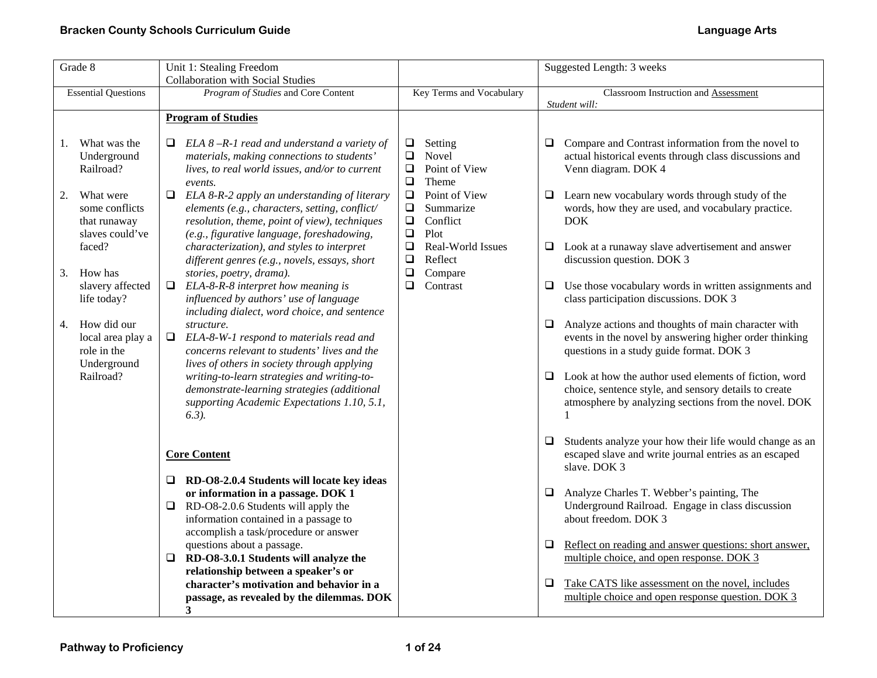| Grade 8 | Unit 1: Stealing Freedom<br>Collaboration with Social Studies | | Suggested Length: 3 weeks |
|---|---|---|---|
| Essential Questions | *Program of Studies* and Core Content | Key Terms and Vocabulary | Classroom Instruction and <u>Assessment</u><br>*Student will:* |
| 1. What was the Underground Railroad?<br><br>2. What were some conflicts that runaway slaves could've faced?<br><br>3. How has slavery affected life today?<br><br>4. How did our local area play a role in the Underground Railroad? | **<u>Program of Studies</u>**<br><br>❑ *ELA 8 –R-1 read and understand a variety of materials, making connections to students' lives, to real world issues, and/or to current events.*<br>❑ *ELA 8-R-2 apply an understanding of literary elements (e.g., characters, setting, conflict/ resolution, theme, point of view), techniques (e.g., figurative language, foreshadowing, characterization), and styles to interpret different genres (e.g., novels, essays, short stories, poetry, drama).*<br>❑ *ELA-8-R-8 interpret how meaning is influenced by authors' use of language including dialect, word choice, and sentence structure.*<br>❑ *ELA-8-W-1 respond to materials read and concerns relevant to students' lives and the lives of others in society through applying writing-to-learn strategies and writing-to-demonstrate-learning strategies (additional supporting Academic Expectations 1.10, 5.1, 6.3).*<br><br>**<u>Core Content</u>**<br><br>❑ **RD-O8-2.0.4 Students will locate key ideas or information in a passage. DOK 1**<br>❑ RD-O8-2.0.6 Students will apply the information contained in a passage to accomplish a task/procedure or answer questions about a passage.<br>❑ **RD-O8-3.0.1 Students will analyze the relationship between a speaker's or character's motivation and behavior in a passage, as revealed by the dilemmas. DOK 3** | ❑ Setting<br>❑ Novel<br>❑ Point of View<br>❑ Theme<br>❑ Point of View<br>❑ Summarize<br>❑ Conflict<br>❑ Plot<br>❑ Real-World Issues<br>❑ Reflect<br>❑ Compare<br>❑ Contrast | ❑ Compare and Contrast information from the novel to actual historical events through class discussions and Venn diagram. DOK 4<br><br>❑ Learn new vocabulary words through study of the words, how they are used, and vocabulary practice. DOK<br><br>❑ Look at a runaway slave advertisement and answer discussion question. DOK 3<br><br>❑ Use those vocabulary words in written assignments and class participation discussions. DOK 3<br><br>❑ Analyze actions and thoughts of main character with events in the novel by answering higher order thinking questions in a study guide format. DOK 3<br><br>❑ Look at how the author used elements of fiction, word choice, sentence style, and sensory details to create atmosphere by analyzing sections from the novel. DOK 1<br><br>❑ Students analyze your how their life would change as an escaped slave and write journal entries as an escaped slave. DOK 3<br><br>❑ Analyze Charles T. Webber's painting, The Underground Railroad. Engage in class discussion about freedom. DOK 3<br><br>❑ <u>Reflect on reading and answer questions: short answer, multiple choice, and open response. DOK 3</u><br><br>❑ <u>Take CATS like assessment on the novel, includes multiple choice and open response question. DOK 3</u> |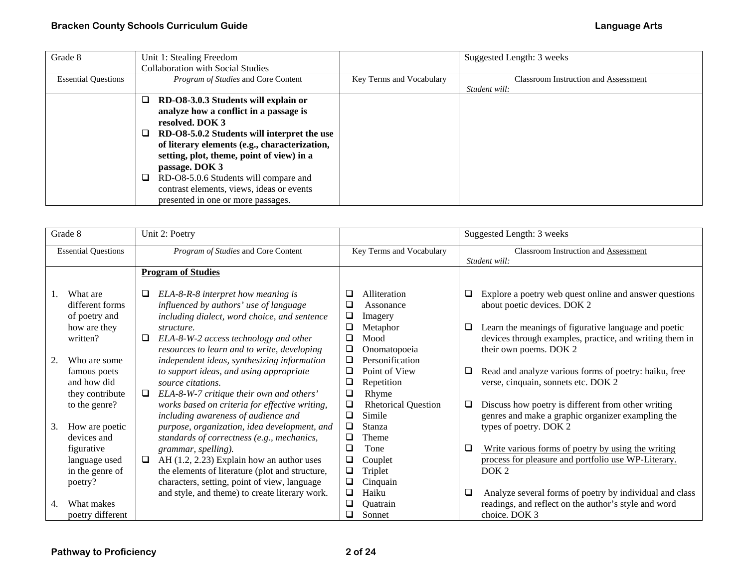| Grade 8 | Unit 1: Stealing Freedom<br>Collaboration with Social Studies | | Suggested Length: 3 weeks |
|---|---|---|---|
| Essential Questions | *Program of Studies* and Core Content | Key Terms and Vocabulary | Classroom Instruction and Assessment<br>*Student will:* |
| | ❑ **RD-O8-3.0.3 Students will explain or analyze how a conflict in a passage is resolved. DOK 3**<br>❑ **RD-O8-5.0.2 Students will interpret the use of literary elements (e.g., characterization, setting, plot, theme, point of view) in a passage. DOK 3**<br>❑ RD-O8-5.0.6 Students will compare and contrast elements, views, ideas or events presented in one or more passages. | | |

| Grade 8 | Unit 2: Poetry | | Suggested Length: 3 weeks |
|---|---|---|---|
| Essential Questions | *Program of Studies* and Core Content | Key Terms and Vocabulary | Classroom Instruction and Assessment<br>*Student will:* |
| 1. What are different forms of poetry and how are they written?<br><br>2. Who are some famous poets and how did they contribute to the genre?<br><br>3. How are poetic devices and figurative language used in the genre of poetry?<br><br>4. What makes poetry different | **Program of Studies**<br><br>❑ *ELA-8-R-8 interpret how meaning is influenced by authors' use of language including dialect, word choice, and sentence structure.*<br>❑ *ELA-8-W-2 access technology and other resources to learn and to write, developing independent ideas, synthesizing information to support ideas, and using appropriate source citations.*<br>❑ *ELA-8-W-7 critique their own and others' works based on criteria for effective writing, including awareness of audience and purpose, organization, idea development, and standards of correctness (e.g., mechanics, grammar, spelling).*<br>❑ AH (1.2, 2.23) Explain how an author uses the elements of literature (plot and structure, characters, setting, point of view, language and style, and theme) to create literary work. | ❑ Alliteration<br>❑ Assonance<br>❑ Imagery<br>❑ Metaphor<br>❑ Mood<br>❑ Onomatopoeia<br>❑ Personification<br>❑ Point of View<br>❑ Repetition<br>❑ Rhyme<br>❑ Rhetorical Question<br>❑ Simile<br>❑ Stanza<br>❑ Theme<br>❑ Tone<br>❑ Couplet<br>❑ Triplet<br>❑ Cinquain<br>❑ Haiku<br>❑ Quatrain<br>❑ Sonnet | ❑ Explore a poetry web quest online and answer questions about poetic devices. DOK 2<br><br>❑ Learn the meanings of figurative language and poetic devices through examples, practice, and writing them in their own poems. DOK 2<br><br>❑ Read and analyze various forms of poetry: haiku, free verse, cinquain, sonnets etc. DOK 2<br><br>❑ Discuss how poetry is different from other writing genres and make a graphic organizer exampling the types of poetry. DOK 2<br><br>❑ <u>Write various forms of poetry by using the writing process for pleasure and portfolio use WP-Literary.</u> DOK 2<br><br>❑ Analyze several forms of poetry by individual and class readings, and reflect on the author's style and word choice. DOK 3 |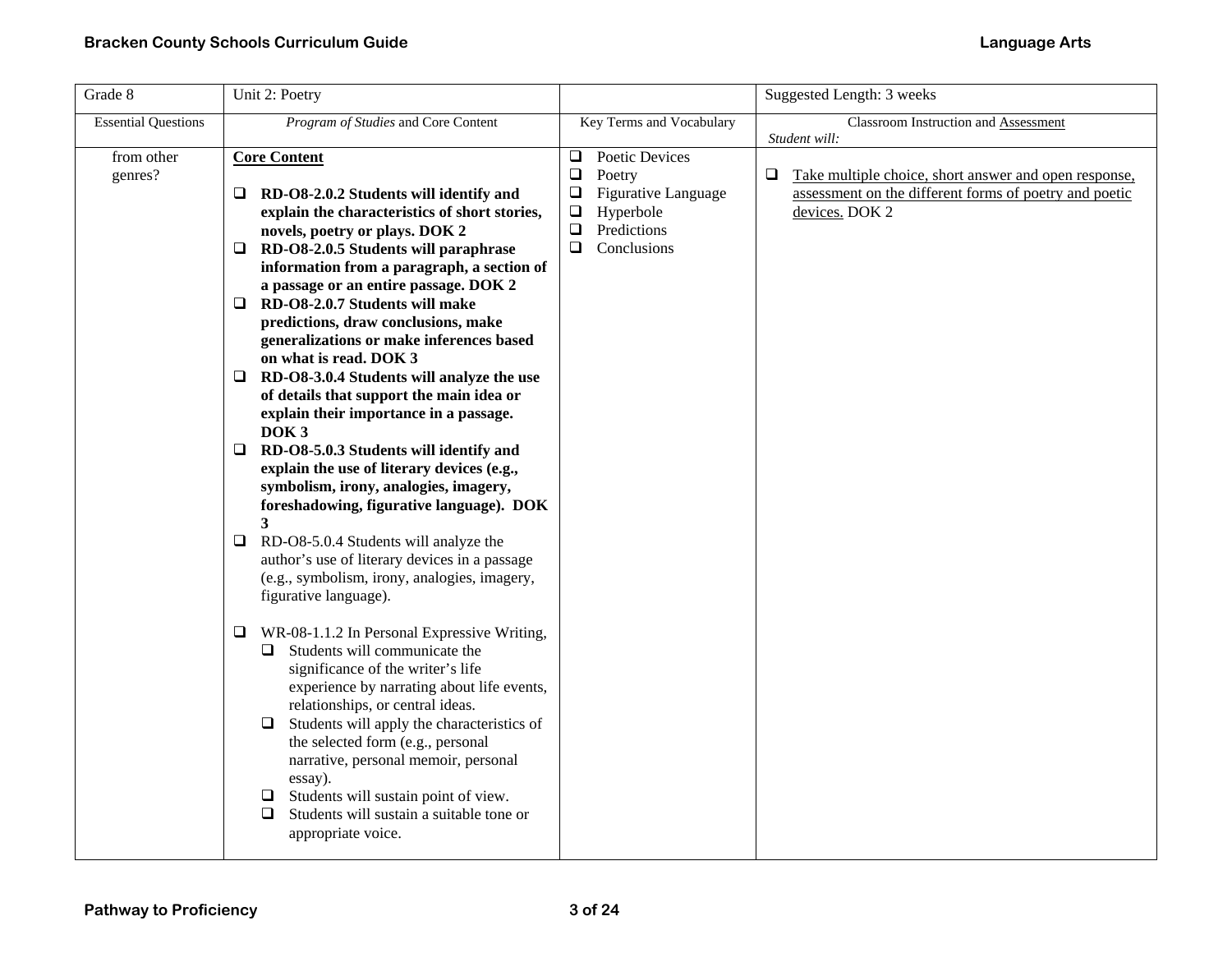| Grade 8 | Unit 2: Poetry | | Suggested Length: 3 weeks |
|---|---|---|---|
| Essential Questions | *Program of Studies* and Core Content | Key Terms and Vocabulary | Classroom Instruction and Assessment<br>*Student will:* |
| from other genres? | **Core Content**<br><br>❑ **RD-O8-2.0.2 Students will identify and explain the characteristics of short stories, novels, poetry or plays. DOK 2**<br>❑ **RD-O8-2.0.5 Students will paraphrase information from a paragraph, a section of a passage or an entire passage. DOK 2**<br>❑ **RD-O8-2.0.7 Students will make predictions, draw conclusions, make generalizations or make inferences based on what is read. DOK 3**<br>❑ **RD-O8-3.0.4 Students will analyze the use of details that support the main idea or explain their importance in a passage. DOK 3**<br>❑ **RD-O8-5.0.3 Students will identify and explain the use of literary devices (e.g., symbolism, irony, analogies, imagery, foreshadowing, figurative language). DOK 3**<br>❑ RD-O8-5.0.4 Students will analyze the author's use of literary devices in a passage (e.g., symbolism, irony, analogies, imagery, figurative language).<br><br>❑ WR-08-1.1.2 In Personal Expressive Writing,<br>  ❑ Students will communicate the significance of the writer's life experience by narrating about life events, relationships, or central ideas.<br>  ❑ Students will apply the characteristics of the selected form (e.g., personal narrative, personal memoir, personal essay).<br>  ❑ Students will sustain point of view.<br>  ❑ Students will sustain a suitable tone or appropriate voice. | ❑ Poetic Devices<br>❑ Poetry<br>❑ Figurative Language<br>❑ Hyperbole<br>❑ Predictions<br>❑ Conclusions | ❑ <u>Take multiple choice, short answer and open response, assessment on the different forms of poetry and poetic devices.</u> DOK 2 |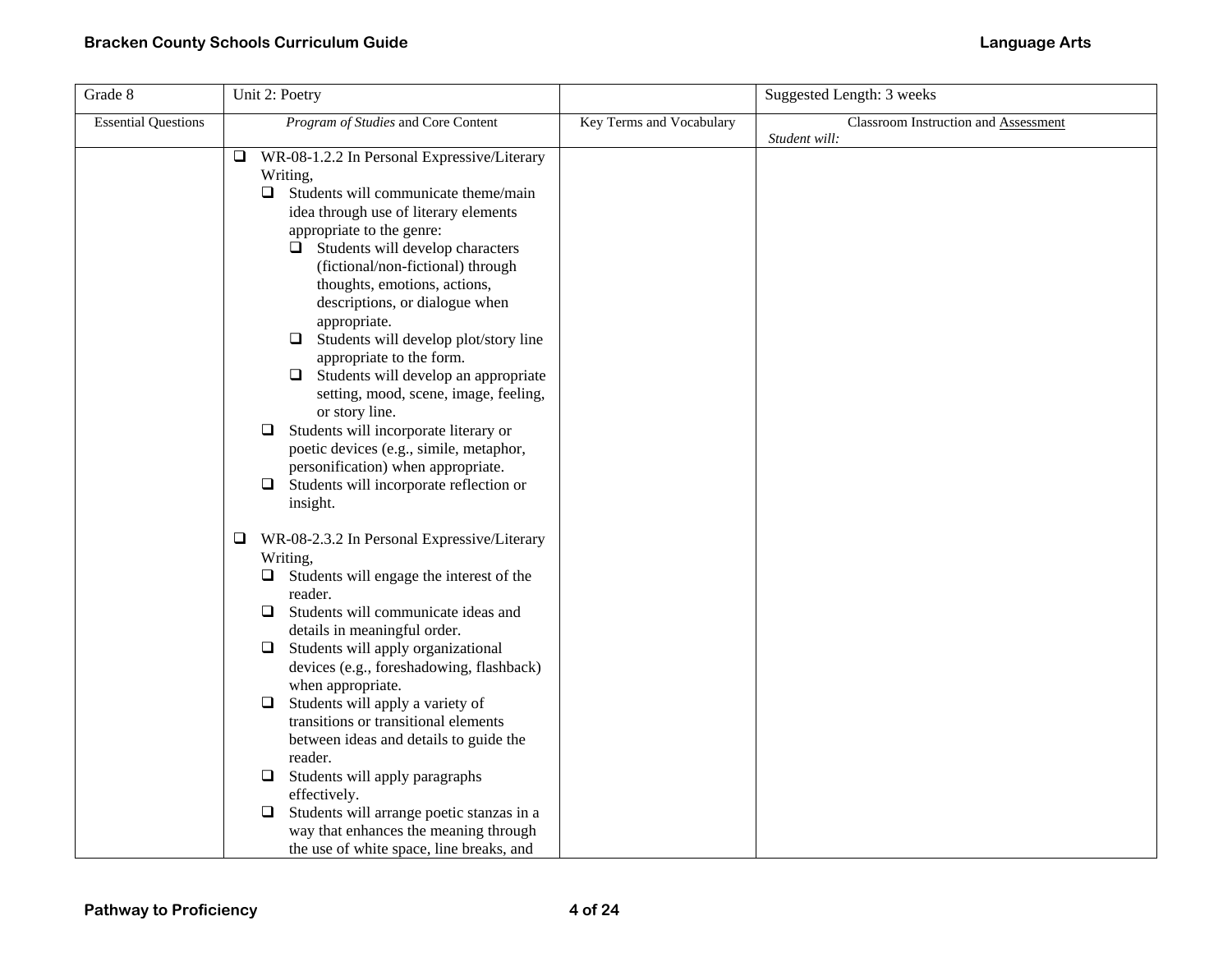| Grade 8 | Unit 2: Poetry | | Suggested Length: 3 weeks |
|---|---|---|---|
| Essential Questions | *Program of Studies* and Core Content | Key Terms and Vocabulary | Classroom Instruction and Assessment<br>*Student will:* |
| | ❑ WR-08-1.2.2 In Personal Expressive/Literary Writing,<br>❑ Students will communicate theme/main idea through use of literary elements appropriate to the genre:<br>❑ Students will develop characters (fictional/non-fictional) through thoughts, emotions, actions, descriptions, or dialogue when appropriate.<br>❑ Students will develop plot/story line appropriate to the form.<br>❑ Students will develop an appropriate setting, mood, scene, image, feeling, or story line.<br>❑ Students will incorporate literary or poetic devices (e.g., simile, metaphor, personification) when appropriate.<br>❑ Students will incorporate reflection or insight.<br><br>❑ WR-08-2.3.2 In Personal Expressive/Literary Writing,<br>❑ Students will engage the interest of the reader.<br>❑ Students will communicate ideas and details in meaningful order.<br>❑ Students will apply organizational devices (e.g., foreshadowing, flashback) when appropriate.<br>❑ Students will apply a variety of transitions or transitional elements between ideas and details to guide the reader.<br>❑ Students will apply paragraphs effectively.<br>❑ Students will arrange poetic stanzas in a way that enhances the meaning through the use of white space, line breaks, and | | |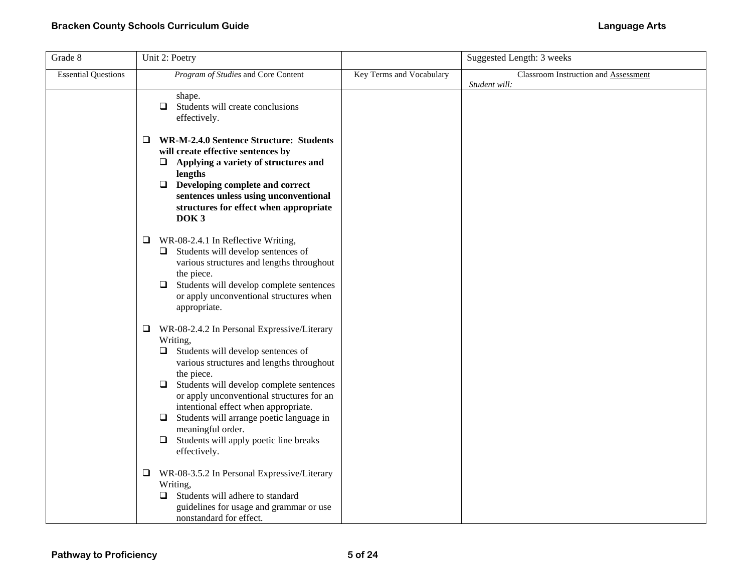| Grade 8 | Unit 2: Poetry | | Suggested Length: 3 weeks |
|---|---|---|---|
| Essential Questions | *Program of Studies* and Core Content | Key Terms and Vocabulary | Classroom Instruction and Assessment<br>*Student will:* |
| | shape.<br>❑ Students will create conclusions effectively.<br><br>❑ **WR-M-2.4.0 Sentence Structure: Students will create effective sentences by**<br>❑ **Applying a variety of structures and lengths**<br>❑ **Developing complete and correct sentences unless using unconventional structures for effect when appropriate DOK 3**<br><br>❑ WR-08-2.4.1 In Reflective Writing,<br>❑ Students will develop sentences of various structures and lengths throughout the piece.<br>❑ Students will develop complete sentences or apply unconventional structures when appropriate.<br><br>❑ WR-08-2.4.2 In Personal Expressive/Literary Writing,<br>❑ Students will develop sentences of various structures and lengths throughout the piece.<br>❑ Students will develop complete sentences or apply unconventional structures for an intentional effect when appropriate.<br>❑ Students will arrange poetic language in meaningful order.<br>❑ Students will apply poetic line breaks effectively.<br><br>❑ WR-08-3.5.2 In Personal Expressive/Literary Writing,<br>❑ Students will adhere to standard guidelines for usage and grammar or use nonstandard for effect. | | |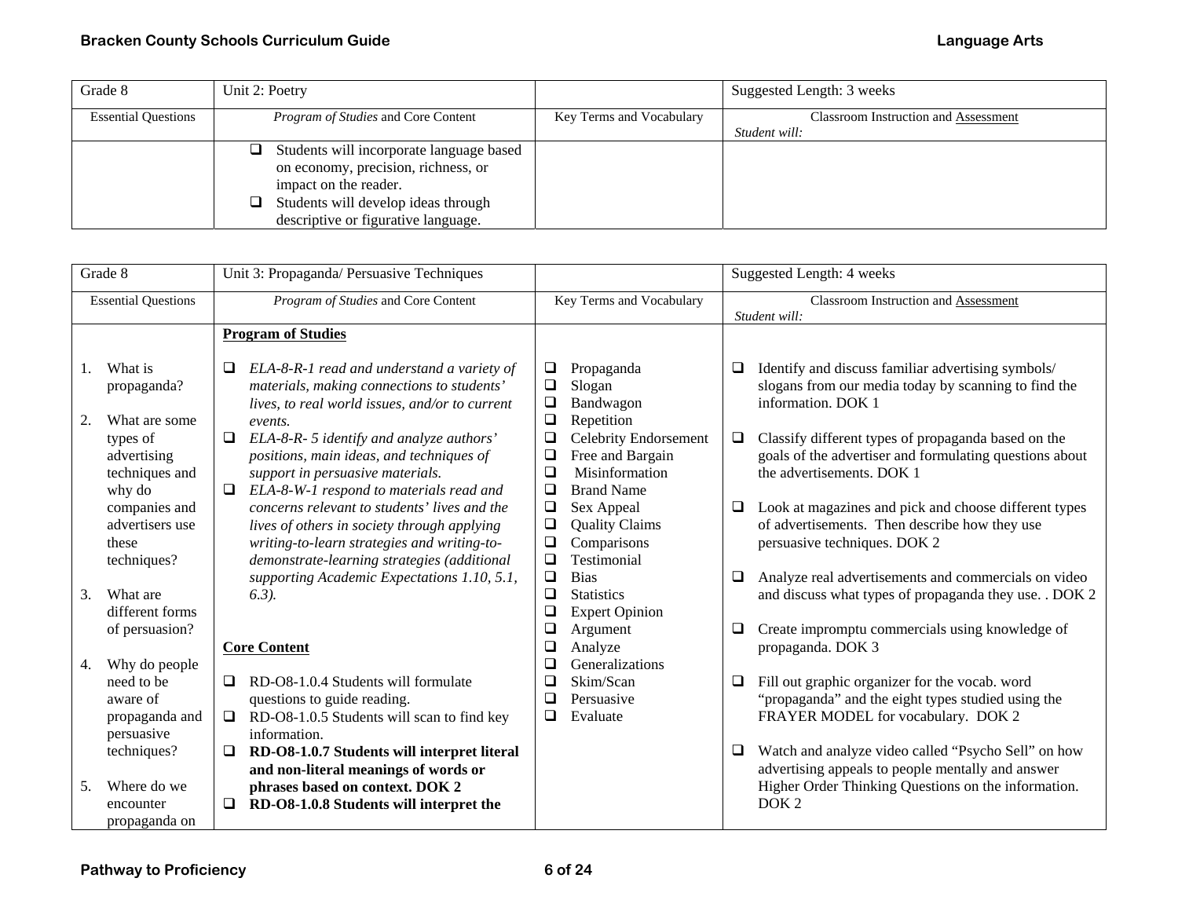| Grade 8 | Unit 2: Poetry | | Suggested Length: 3 weeks |
|---|---|---|---|
| Essential Questions | *Program of Studies* and Core Content | Key Terms and Vocabulary | Classroom Instruction and Assessment<br>*Student will:* |
| | ❑ Students will incorporate language based on economy, precision, richness, or impact on the reader.<br>❑ Students will develop ideas through descriptive or figurative language. | | |

| Grade 8 | Unit 3: Propaganda/ Persuasive Techniques | | Suggested Length: 4 weeks |
|---|---|---|---|
| Essential Questions | *Program of Studies* and Core Content | Key Terms and Vocabulary | Classroom Instruction and Assessment<br>*Student will:* |
| 1. What is propaganda?<br><br>2. What are some types of advertising techniques and why do companies and advertisers use these techniques?<br><br>3. What are different forms of persuasion?<br><br>4. Why do people need to be aware of propaganda and persuasive techniques?<br><br>5. Where do we encounter propaganda on | **Program of Studies**<br><br>❑ *ELA-8-R-1 read and understand a variety of materials, making connections to students' lives, to real world issues, and/or to current events.*<br>❑ *ELA-8-R- 5 identify and analyze authors' positions, main ideas, and techniques of support in persuasive materials.*<br>❑ *ELA-8-W-1 respond to materials read and concerns relevant to students' lives and the lives of others in society through applying writing-to-learn strategies and writing-to-demonstrate-learning strategies (additional supporting Academic Expectations 1.10, 5.1, 6.3).*<br><br>**Core Content**<br><br>❑ RD-O8-1.0.4 Students will formulate questions to guide reading.<br>❑ RD-O8-1.0.5 Students will scan to find key information.<br>❑ **RD-O8-1.0.7 Students will interpret literal and non-literal meanings of words or phrases based on context. DOK 2**<br>❑ **RD-O8-1.0.8 Students will interpret the** | ❑ Propaganda<br>❑ Slogan<br>❑ Bandwagon<br>❑ Repetition<br>❑ Celebrity Endorsement<br>❑ Free and Bargain<br>❑ Misinformation<br>❑ Brand Name<br>❑ Sex Appeal<br>❑ Quality Claims<br>❑ Comparisons<br>❑ Testimonial<br>❑ Bias<br>❑ Statistics<br>❑ Expert Opinion<br>❑ Argument<br>❑ Analyze<br>❑ Generalizations<br>❑ Skim/Scan<br>❑ Persuasive<br>❑ Evaluate | ❑ Identify and discuss familiar advertising symbols/ slogans from our media today by scanning to find the information. DOK 1<br><br>❑ Classify different types of propaganda based on the goals of the advertiser and formulating questions about the advertisements. DOK 1<br><br>❑ Look at magazines and pick and choose different types of advertisements. Then describe how they use persuasive techniques. DOK 2<br><br>❑ Analyze real advertisements and commercials on video and discuss what types of propaganda they use. . DOK 2<br><br>❑ Create impromptu commercials using knowledge of propaganda. DOK 3<br><br>❑ Fill out graphic organizer for the vocab. word "propaganda" and the eight types studied using the FRAYER MODEL for vocabulary. DOK 2<br><br>❑ Watch and analyze video called "Psycho Sell" on how advertising appeals to people mentally and answer Higher Order Thinking Questions on the information. DOK 2 |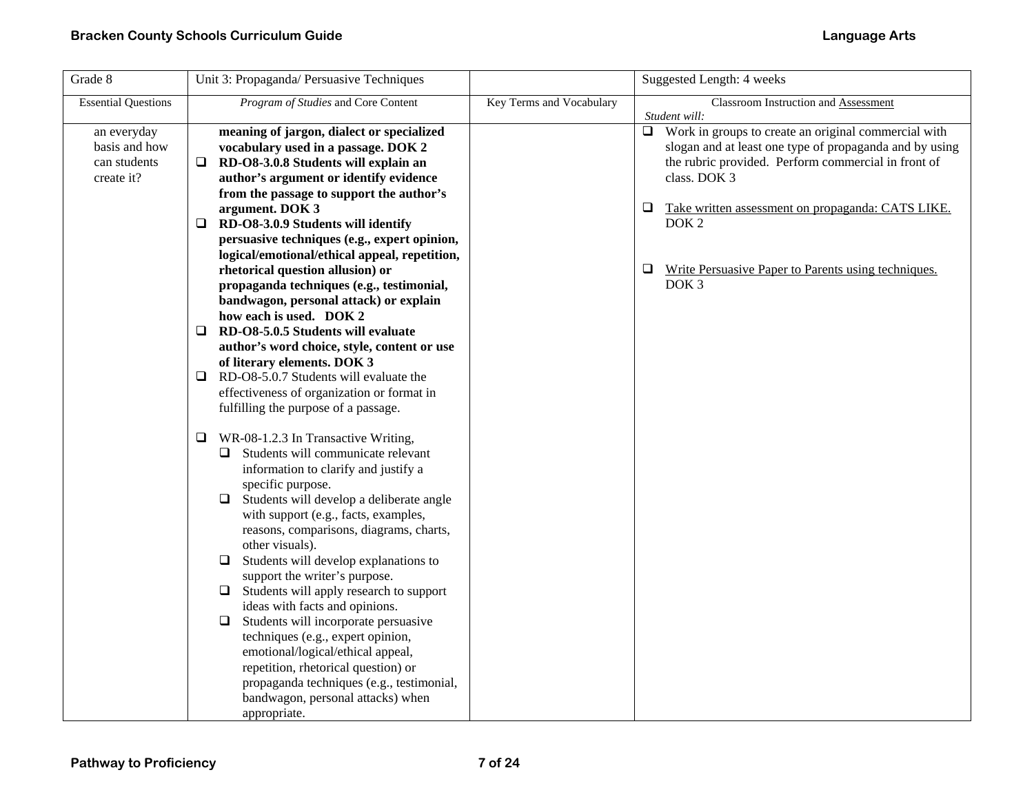| Grade 8 | Unit 3: Propaganda/ Persuasive Techniques | | Suggested Length: 4 weeks |
|---|---|---|---|
| Essential Questions | *Program of Studies* and Core Content | Key Terms and Vocabulary | Classroom Instruction and Assessment *Student will:* |
| an everyday basis and how can students create it? | **meaning of jargon, dialect or specialized vocabulary used in a passage. DOK 2**<br>❑ **RD-O8-3.0.8 Students will explain an author's argument or identify evidence from the passage to support the author's argument. DOK 3**<br>❑ **RD-O8-3.0.9 Students will identify persuasive techniques (e.g., expert opinion, logical/emotional/ethical appeal, repetition, rhetorical question allusion) or propaganda techniques (e.g., testimonial, bandwagon, personal attack) or explain how each is used. DOK 2**<br>❑ **RD-O8-5.0.5 Students will evaluate author's word choice, style, content or use of literary elements. DOK 3**<br>❑ RD-O8-5.0.7 Students will evaluate the effectiveness of organization or format in fulfilling the purpose of a passage.<br><br>❑ WR-08-1.2.3 In Transactive Writing,<br>&nbsp;&nbsp;❑ Students will communicate relevant information to clarify and justify a specific purpose.<br>&nbsp;&nbsp;❑ Students will develop a deliberate angle with support (e.g., facts, examples, reasons, comparisons, diagrams, charts, other visuals).<br>&nbsp;&nbsp;❑ Students will develop explanations to support the writer's purpose.<br>&nbsp;&nbsp;❑ Students will apply research to support ideas with facts and opinions.<br>&nbsp;&nbsp;❑ Students will incorporate persuasive techniques (e.g., expert opinion, emotional/logical/ethical appeal, repetition, rhetorical question) or propaganda techniques (e.g., testimonial, bandwagon, personal attacks) when appropriate. | | ❑ Work in groups to create an original commercial with slogan and at least one type of propaganda and by using the rubric provided. Perform commercial in front of class. DOK 3<br><br>❑ Take written assessment on propaganda: CATS LIKE. DOK 2<br><br>❑ Write Persuasive Paper to Parents using techniques. DOK 3 |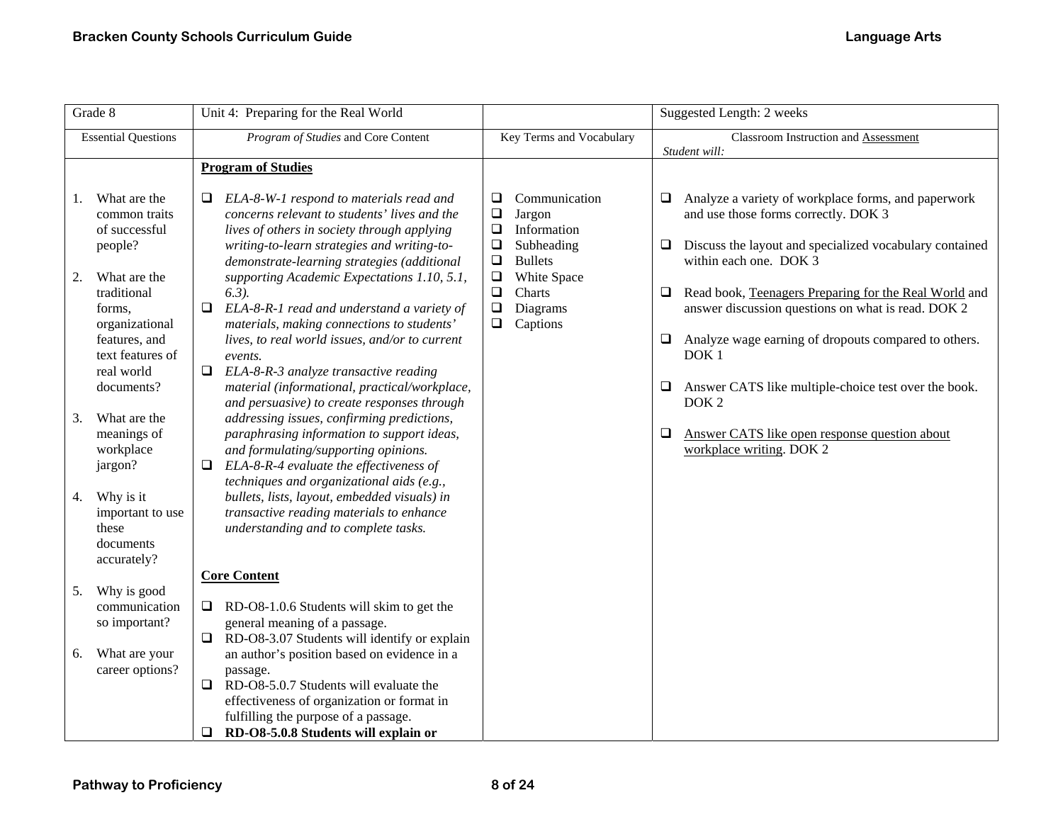| Grade 8 | Unit 4: Preparing for the Real World | | Suggested Length: 2 weeks |
|---|---|---|---|
| Essential Questions | *Program of Studies* and Core Content | Key Terms and Vocabulary | Classroom Instruction and Assessment<br>*Student will:* |
| 1. What are the common traits of successful people?<br><br>2. What are the traditional forms, organizational features, and text features of real world documents?<br><br>3. What are the meanings of workplace jargon?<br><br>4. Why is it important to use these documents accurately?<br><br>5. Why is good communication so important?<br><br>6. What are your career options? | **Program of Studies**<br><br>❑ *ELA-8-W-1 respond to materials read and concerns relevant to students' lives and the lives of others in society through applying writing-to-learn strategies and writing-to-demonstrate-learning strategies (additional supporting Academic Expectations 1.10, 5.1, 6.3).*<br>❑ *ELA-8-R-1 read and understand a variety of materials, making connections to students' lives, to real world issues, and/or to current events.*<br>❑ *ELA-8-R-3 analyze transactive reading material (informational, practical/workplace, and persuasive) to create responses through addressing issues, confirming predictions, paraphrasing information to support ideas, and formulating/supporting opinions.*<br>❑ *ELA-8-R-4 evaluate the effectiveness of techniques and organizational aids (e.g., bullets, lists, layout, embedded visuals) in transactive reading materials to enhance understanding and to complete tasks.*<br><br>**Core Content**<br><br>❑ RD-O8-1.0.6 Students will skim to get the general meaning of a passage.<br>❑ RD-O8-3.07 Students will identify or explain an author's position based on evidence in a passage.<br>❑ RD-O8-5.0.7 Students will evaluate the effectiveness of organization or format in fulfilling the purpose of a passage.<br>❑ **RD-O8-5.0.8 Students will explain or** | ❑ Communication<br>❑ Jargon<br>❑ Information<br>❑ Subheading<br>❑ Bullets<br>❑ White Space<br>❑ Charts<br>❑ Diagrams<br>❑ Captions | ❑ Analyze a variety of workplace forms, and paperwork and use those forms correctly. DOK 3<br><br>❑ Discuss the layout and specialized vocabulary contained within each one. DOK 3<br><br>❑ Read book, <u>Teenagers Preparing for the Real World</u> and answer discussion questions on what is read. DOK 2<br><br>❑ Analyze wage earning of dropouts compared to others. DOK 1<br><br>❑ Answer CATS like multiple-choice test over the book. DOK 2<br><br>❑ <u>Answer CATS like open response question about workplace writing</u>. DOK 2 |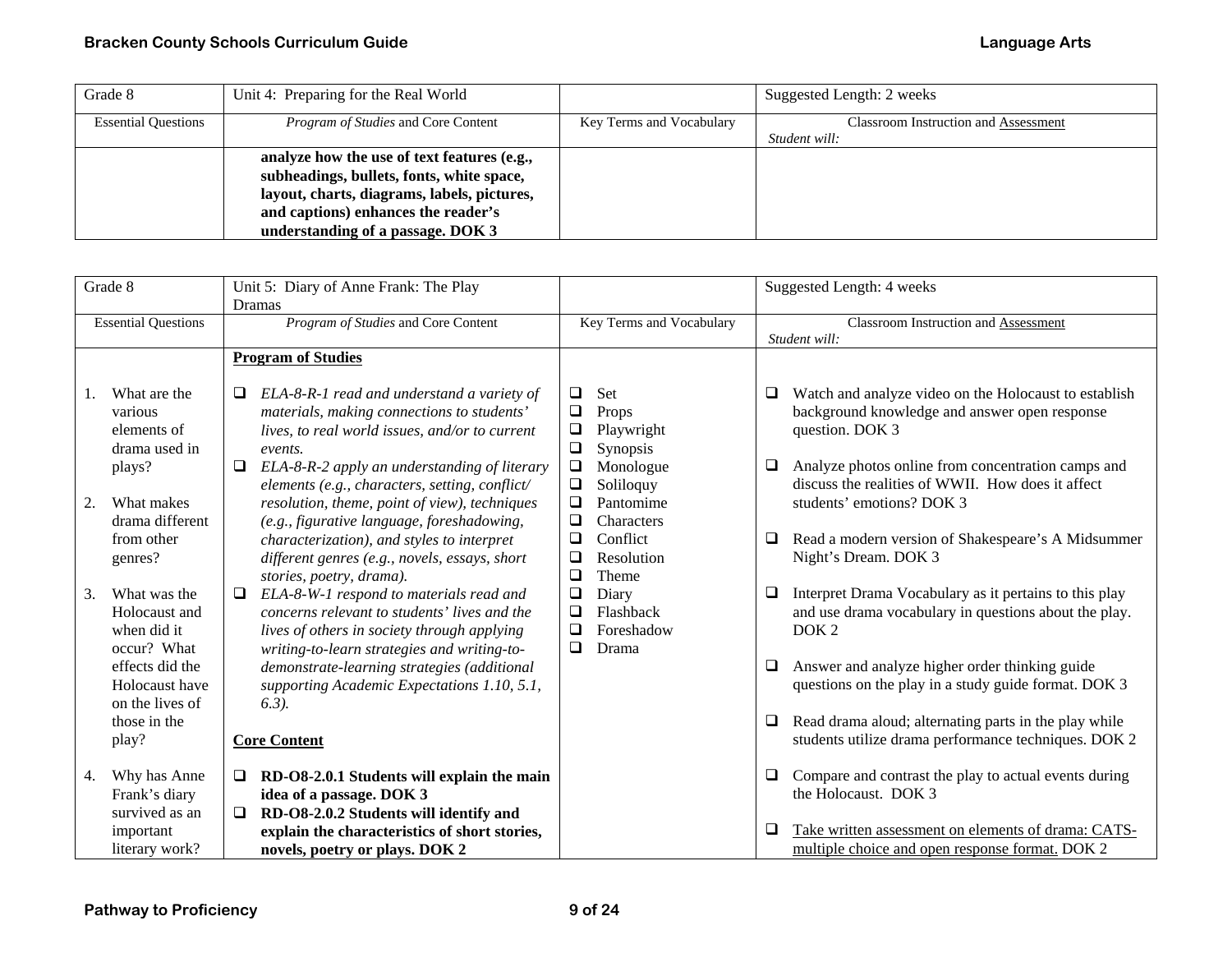| Grade 8 | Unit 4: Preparing for the Real World | | Suggested Length: 2 weeks |
|---|---|---|---|
| Essential Questions | *Program of Studies* and Core Content | Key Terms and Vocabulary | Classroom Instruction and Assessment<br>*Student will:* |
| | **analyze how the use of text features (e.g., subheadings, bullets, fonts, white space, layout, charts, diagrams, labels, pictures, and captions) enhances the reader's understanding of a passage. DOK 3** | | |

| Grade 8 | Unit 5: Diary of Anne Frank: The Play<br>Dramas | | Suggested Length: 4 weeks |
|---|---|---|---|
| Essential Questions | *Program of Studies* and Core Content | Key Terms and Vocabulary | Classroom Instruction and Assessment<br>*Student will:* |
| 1. What are the various elements of drama used in plays?<br><br>2. What makes drama different from other genres?<br><br>3. What was the Holocaust and when did it occur? What effects did the Holocaust have on the lives of those in the play?<br><br>4. Why has Anne Frank's diary survived as an important literary work? | **Program of Studies**<br><br>❑ *ELA-8-R-1 read and understand a variety of materials, making connections to students' lives, to real world issues, and/or to current events.*<br>❑ *ELA-8-R-2 apply an understanding of literary elements (e.g., characters, setting, conflict/ resolution, theme, point of view), techniques (e.g., figurative language, foreshadowing, characterization), and styles to interpret different genres (e.g., novels, essays, short stories, poetry, drama).*<br>❑ *ELA-8-W-1 respond to materials read and concerns relevant to students' lives and the lives of others in society through applying writing-to-learn strategies and writing-to-demonstrate-learning strategies (additional supporting Academic Expectations 1.10, 5.1, 6.3).*<br><br>**Core Content**<br><br>❑ **RD-O8-2.0.1 Students will explain the main idea of a passage. DOK 3**<br>❑ **RD-O8-2.0.2 Students will identify and explain the characteristics of short stories, novels, poetry or plays. DOK 2** | ❑ Set<br>❑ Props<br>❑ Playwright<br>❑ Synopsis<br>❑ Monologue<br>❑ Soliloquy<br>❑ Pantomime<br>❑ Characters<br>❑ Conflict<br>❑ Resolution<br>❑ Theme<br>❑ Diary<br>❑ Flashback<br>❑ Foreshadow<br>❑ Drama | ❑ Watch and analyze video on the Holocaust to establish background knowledge and answer open response question. DOK 3<br><br>❑ Analyze photos online from concentration camps and discuss the realities of WWII. How does it affect students' emotions? DOK 3<br><br>❑ Read a modern version of Shakespeare's A Midsummer Night's Dream. DOK 3<br><br>❑ Interpret Drama Vocabulary as it pertains to this play and use drama vocabulary in questions about the play. DOK 2<br><br>❑ Answer and analyze higher order thinking guide questions on the play in a study guide format. DOK 3<br><br>❑ Read drama aloud; alternating parts in the play while students utilize drama performance techniques. DOK 2<br><br>❑ Compare and contrast the play to actual events during the Holocaust. DOK 3<br><br>❑ <u>Take written assessment on elements of drama: CATS-multiple choice and open response format.</u> DOK 2 |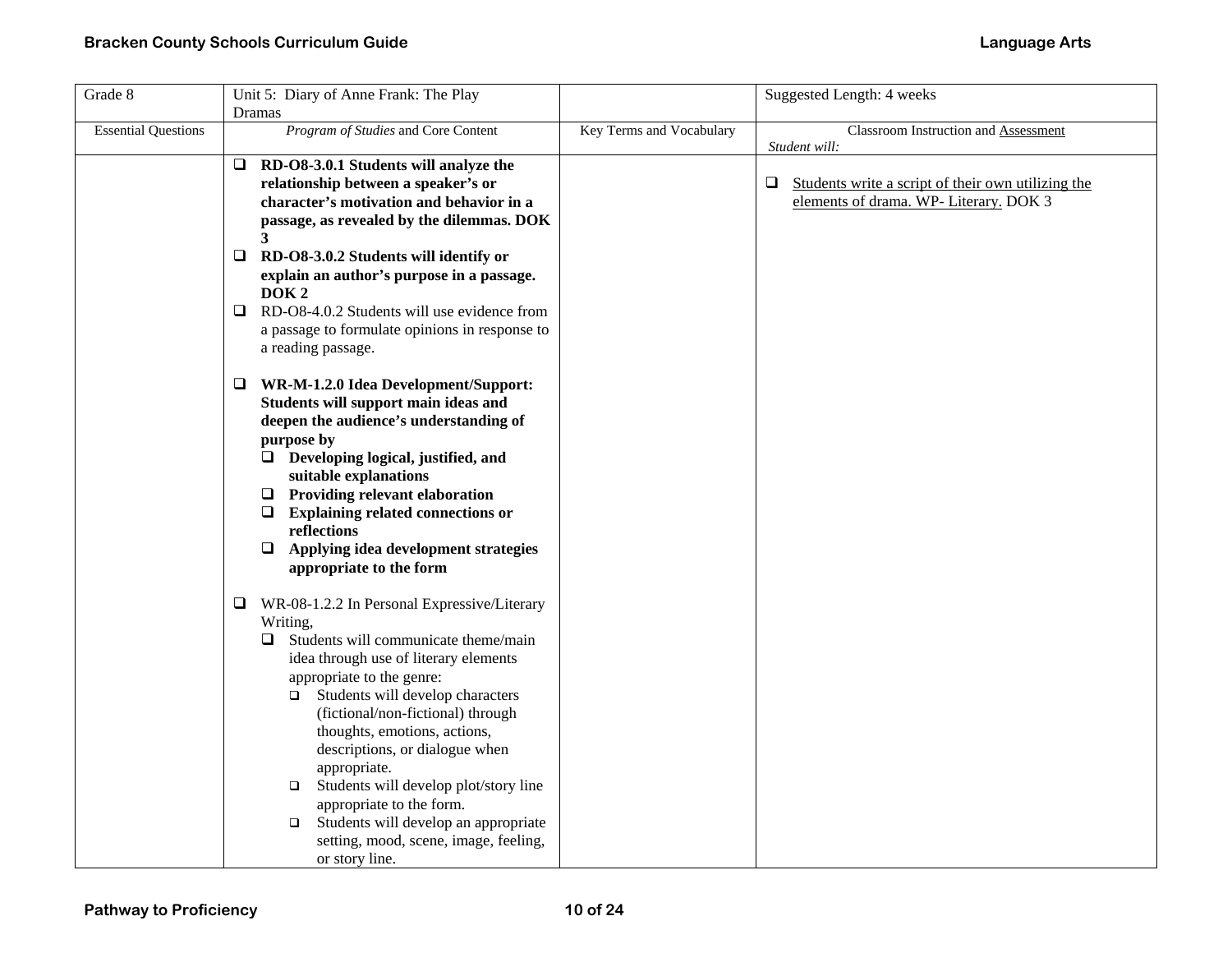| Grade 8 | Unit 5: Diary of Anne Frank: The Play<br>Dramas | | Suggested Length: 4 weeks |
|---|---|---|---|
| Essential Questions | *Program of Studies* and Core Content | Key Terms and Vocabulary | Classroom Instruction and Assessment<br>*Student will:* |
| | ❑ **RD-O8-3.0.1 Students will analyze the relationship between a speaker's or character's motivation and behavior in a passage, as revealed by the dilemmas. DOK 3**<br>❑ **RD-O8-3.0.2 Students will identify or explain an author's purpose in a passage. DOK 2**<br>❑ RD-O8-4.0.2 Students will use evidence from a passage to formulate opinions in response to a reading passage.<br><br>❑ **WR-M-1.2.0 Idea Development/Support: Students will support main ideas and deepen the audience's understanding of purpose by**<br>❑ **Developing logical, justified, and suitable explanations**<br>❑ **Providing relevant elaboration**<br>❑ **Explaining related connections or reflections**<br>❑ **Applying idea development strategies appropriate to the form**<br><br>❑ WR-08-1.2.2 In Personal Expressive/Literary Writing,<br>❑ Students will communicate theme/main idea through use of literary elements appropriate to the genre:<br>❑ Students will develop characters (fictional/non-fictional) through thoughts, emotions, actions, descriptions, or dialogue when appropriate.<br>❑ Students will develop plot/story line appropriate to the form.<br>❑ Students will develop an appropriate setting, mood, scene, image, feeling, or story line. | | ❑ Students write a script of their own utilizing the elements of drama. WP- Literary. DOK 3 |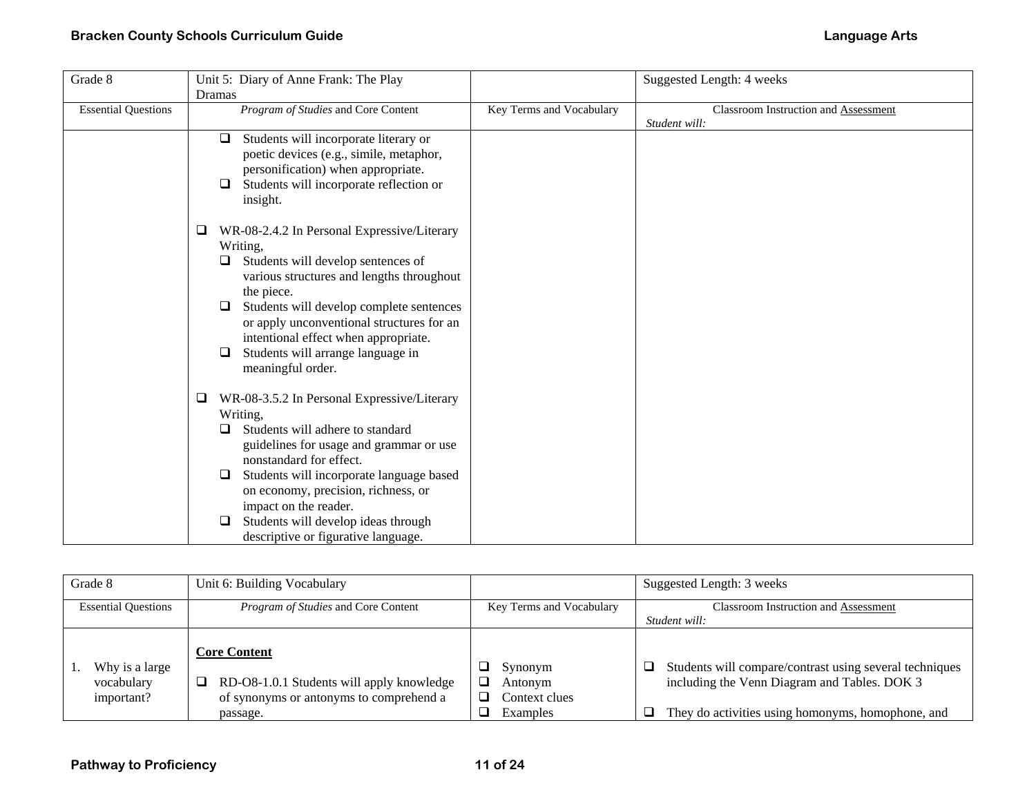| Grade 8 | Unit 5: Diary of Anne Frank: The Play Dramas | | Suggested Length: 4 weeks |
|---|---|---|---|
| Essential Questions | *Program of Studies* and Core Content | Key Terms and Vocabulary | Classroom Instruction and Assessment *Student will:* |
| | ❑ Students will incorporate literary or poetic devices (e.g., simile, metaphor, personification) when appropriate.<br>❑ Students will incorporate reflection or insight.<br><br>❑ WR-08-2.4.2 In Personal Expressive/Literary Writing,<br>❑ Students will develop sentences of various structures and lengths throughout the piece.<br>❑ Students will develop complete sentences or apply unconventional structures for an intentional effect when appropriate.<br>❑ Students will arrange language in meaningful order.<br><br>❑ WR-08-3.5.2 In Personal Expressive/Literary Writing,<br>❑ Students will adhere to standard guidelines for usage and grammar or use nonstandard for effect.<br>❑ Students will incorporate language based on economy, precision, richness, or impact on the reader.<br>❑ Students will develop ideas through descriptive or figurative language. | | |

| Grade 8 | Unit 6: Building Vocabulary | | Suggested Length: 3 weeks |
|---|---|---|---|
| Essential Questions | *Program of Studies* and Core Content | Key Terms and Vocabulary | Classroom Instruction and Assessment *Student will:* |
| 1. Why is a large vocabulary important? | **Core Content**<br><br>❑ RD-O8-1.0.1 Students will apply knowledge of synonyms or antonyms to comprehend a passage. | ❑ Synonym<br>❑ Antonym<br>❑ Context clues<br>❑ Examples | ❑ Students will compare/contrast using several techniques including the Venn Diagram and Tables. DOK 3<br><br>❑ They do activities using homonyms, homophone, and |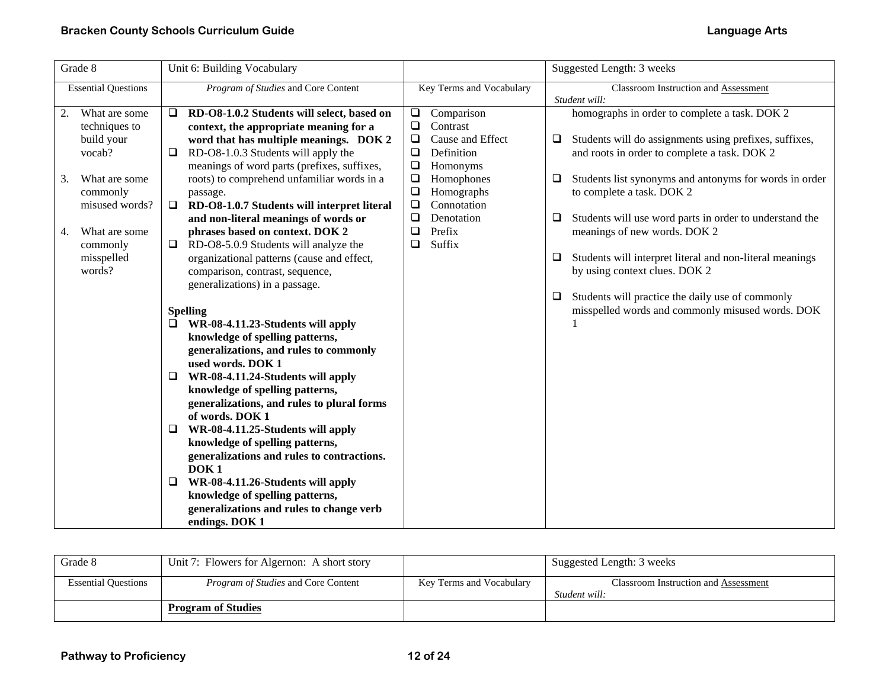| Grade 8 | Unit 6: Building Vocabulary | | Suggested Length: 3 weeks |
|---|---|---|---|
| Essential Questions | *Program of Studies* and Core Content | Key Terms and Vocabulary | Classroom Instruction and Assessment<br>*Student will:* |
| 2. What are some techniques to build your vocab?<br><br>3. What are some commonly misused words?<br><br>4. What are some commonly misspelled words? | ❑ **RD-O8-1.0.2 Students will select, based on context, the appropriate meaning for a word that has multiple meanings. DOK 2**<br>❑ RD-O8-1.0.3 Students will apply the meanings of word parts (prefixes, suffixes, roots) to comprehend unfamiliar words in a passage.<br>❑ **RD-O8-1.0.7 Students will interpret literal and non-literal meanings of words or phrases based on context. DOK 2**<br>❑ RD-O8-5.0.9 Students will analyze the organizational patterns (cause and effect, comparison, contrast, sequence, generalizations) in a passage.<br><br>**Spelling**<br>❑ **WR-08-4.11.23-Students will apply knowledge of spelling patterns, generalizations, and rules to commonly used words. DOK 1**<br>❑ **WR-08-4.11.24-Students will apply knowledge of spelling patterns, generalizations, and rules to plural forms of words. DOK 1**<br>❑ **WR-08-4.11.25-Students will apply knowledge of spelling patterns, generalizations and rules to contractions. DOK 1**<br>❑ **WR-08-4.11.26-Students will apply knowledge of spelling patterns, generalizations and rules to change verb endings. DOK 1** | ❑ Comparison<br>❑ Contrast<br>❑ Cause and Effect<br>❑ Definition<br>❑ Homonyms<br>❑ Homophones<br>❑ Homographs<br>❑ Connotation<br>❑ Denotation<br>❑ Prefix<br>❑ Suffix | homographs in order to complete a task. DOK 2<br><br>❑ Students will do assignments using prefixes, suffixes, and roots in order to complete a task. DOK 2<br><br>❑ Students list synonyms and antonyms for words in order to complete a task. DOK 2<br><br>❑ Students will use word parts in order to understand the meanings of new words. DOK 2<br><br>❑ Students will interpret literal and non-literal meanings by using context clues. DOK 2<br><br>❑ Students will practice the daily use of commonly misspelled words and commonly misused words. DOK 1 |

| Grade 8 | Unit 7: Flowers for Algernon: A short story | | Suggested Length: 3 weeks |
|---|---|---|---|
| Essential Questions | *Program of Studies* and Core Content | Key Terms and Vocabulary | Classroom Instruction and Assessment<br>*Student will:* |
| | **Program of Studies** | | |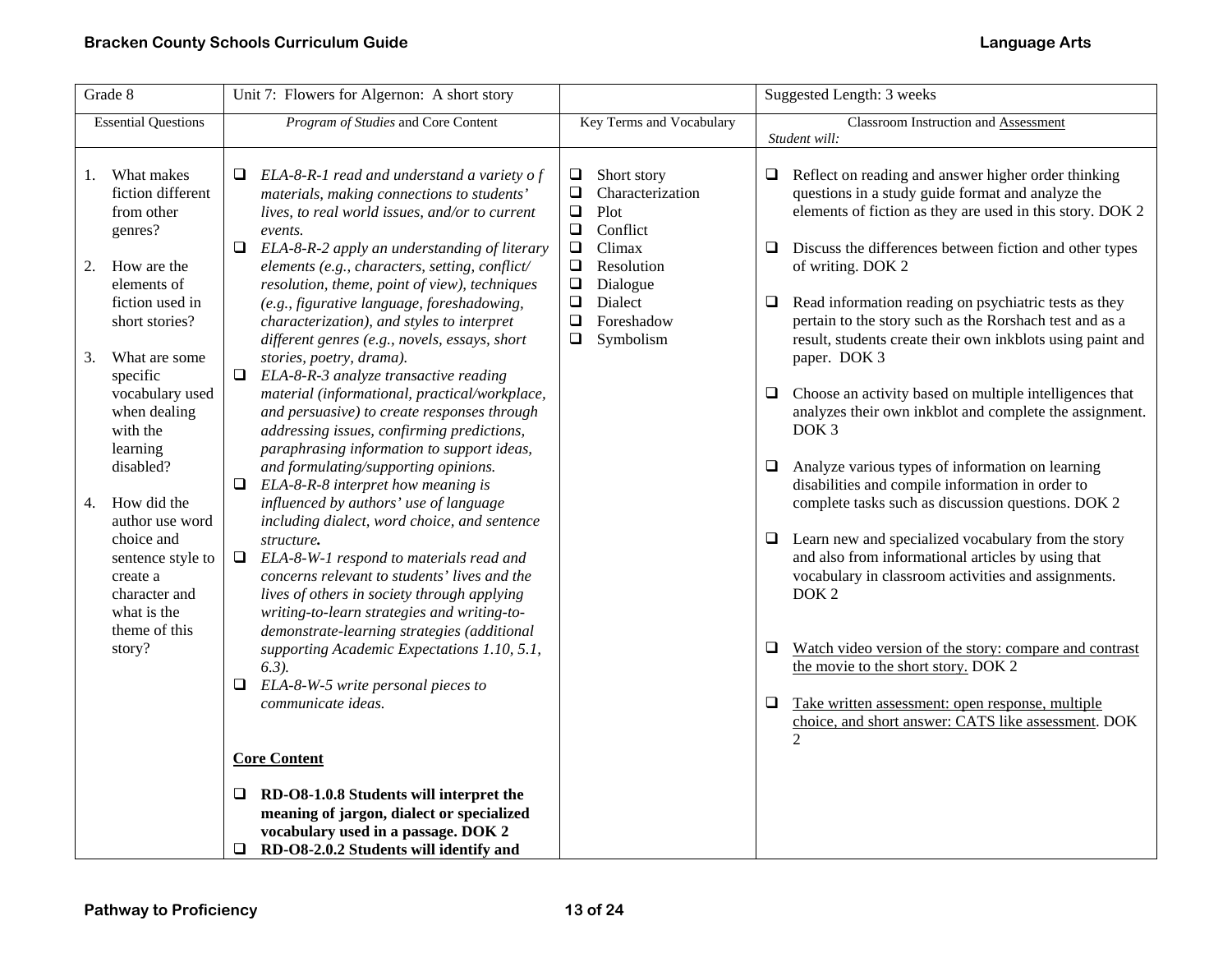| Grade 8 | Unit 7: Flowers for Algernon: A short story | | Suggested Length: 3 weeks |
|---|---|---|---|
| Essential Questions | *Program of Studies* and Core Content | Key Terms and Vocabulary | Classroom Instruction and <u>Assessment</u><br>*Student will:* |
| 1. What makes fiction different from other genres?<br><br>2. How are the elements of fiction used in short stories?<br><br>3. What are some specific vocabulary used when dealing with the learning disabled?<br><br>4. How did the author use word choice and sentence style to create a character and what is the theme of this story? | ❑ *ELA-8-R-1 read and understand a variety o f materials, making connections to students' lives, to real world issues, and/or to current events.*<br>❑ *ELA-8-R-2 apply an understanding of literary elements (e.g., characters, setting, conflict/ resolution, theme, point of view), techniques (e.g., figurative language, foreshadowing, characterization), and styles to interpret different genres (e.g., novels, essays, short stories, poetry, drama).*<br>❑ *ELA-8-R-3 analyze transactive reading material (informational, practical/workplace, and persuasive) to create responses through addressing issues, confirming predictions, paraphrasing information to support ideas, and formulating/supporting opinions.*<br>❑ *ELA-8-R-8 interpret how meaning is influenced by authors' use of language including dialect, word choice, and sentence structure.*<br>❑ *ELA-8-W-1 respond to materials read and concerns relevant to students' lives and the lives of others in society through applying writing-to-learn strategies and writing-to-demonstrate-learning strategies (additional supporting Academic Expectations 1.10, 5.1, 6.3).*<br>❑ *ELA-8-W-5 write personal pieces to communicate ideas.*<br><br>**<u>Core Content</u>**<br><br>❑ **RD-O8-1.0.8 Students will interpret the meaning of jargon, dialect or specialized vocabulary used in a passage. DOK 2**<br>❑ **RD-O8-2.0.2 Students will identify and** | ❑ Short story<br>❑ Characterization<br>❑ Plot<br>❑ Conflict<br>❑ Climax<br>❑ Resolution<br>❑ Dialogue<br>❑ Dialect<br>❑ Foreshadow<br>❑ Symbolism | ❑ Reflect on reading and answer higher order thinking questions in a study guide format and analyze the elements of fiction as they are used in this story. DOK 2<br><br>❑ Discuss the differences between fiction and other types of writing. DOK 2<br><br>❑ Read information reading on psychiatric tests as they pertain to the story such as the Rorshach test and as a result, students create their own inkblots using paint and paper. DOK 3<br><br>❑ Choose an activity based on multiple intelligences that analyzes their own inkblot and complete the assignment. DOK 3<br><br>❑ Analyze various types of information on learning disabilities and compile information in order to complete tasks such as discussion questions. DOK 2<br><br>❑ Learn new and specialized vocabulary from the story and also from informational articles by using that vocabulary in classroom activities and assignments. DOK 2<br><br>❑ <u>Watch video version of the story: compare and contrast the movie to the short story.</u> DOK 2<br><br>❑ <u>Take written assessment: open response, multiple choice, and short answer: CATS like assessment</u>. DOK 2 |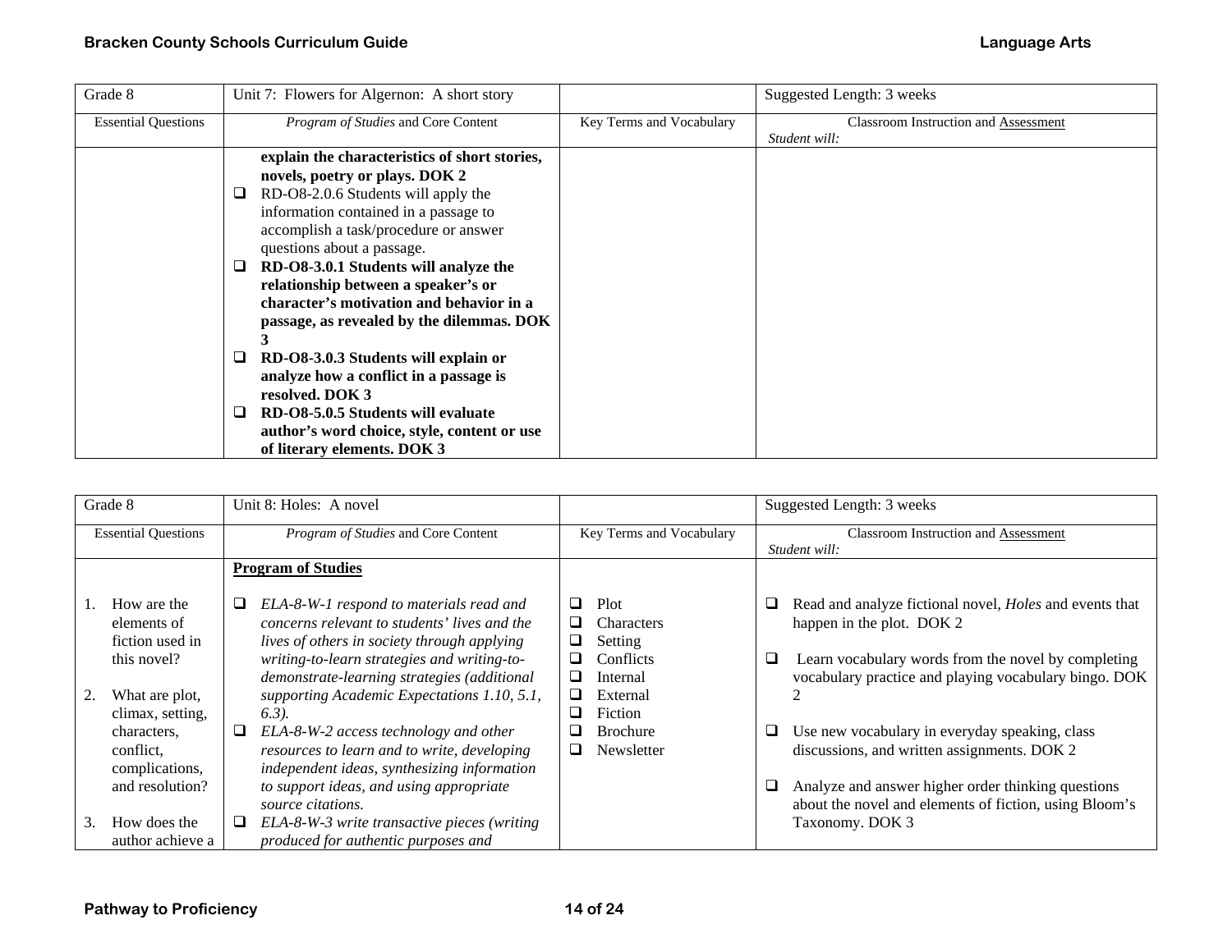| Grade 8 | Unit 7: Flowers for Algernon: A short story | | Suggested Length: 3 weeks |
|---|---|---|---|
| Essential Questions | *Program of Studies* and Core Content | Key Terms and Vocabulary | Classroom Instruction and Assessment<br>*Student will:* |
| | **explain the characteristics of short stories, novels, poetry or plays. DOK 2**<br>❑ RD-O8-2.0.6 Students will apply the information contained in a passage to accomplish a task/procedure or answer questions about a passage.<br>❑ **RD-O8-3.0.1 Students will analyze the relationship between a speaker's or character's motivation and behavior in a passage, as revealed by the dilemmas. DOK 3**<br>❑ **RD-O8-3.0.3 Students will explain or analyze how a conflict in a passage is resolved. DOK 3**<br>❑ **RD-O8-5.0.5 Students will evaluate author's word choice, style, content or use of literary elements. DOK 3** | | |

| Grade 8 | Unit 8: Holes: A novel | | Suggested Length: 3 weeks |
|---|---|---|---|
| Essential Questions | *Program of Studies* and Core Content | Key Terms and Vocabulary | Classroom Instruction and Assessment<br>*Student will:* |
| 1. How are the elements of fiction used in this novel?<br><br>2. What are plot, climax, setting, characters, conflict, complications, and resolution?<br><br>3. How does the author achieve a | **Program of Studies**<br><br>❑ *ELA-8-W-1 respond to materials read and concerns relevant to students' lives and the lives of others in society through applying writing-to-learn strategies and writing-to-demonstrate-learning strategies (additional supporting Academic Expectations 1.10, 5.1, 6.3).*<br>❑ *ELA-8-W-2 access technology and other resources to learn and to write, developing independent ideas, synthesizing information to support ideas, and using appropriate source citations.*<br>❑ *ELA-8-W-3 write transactive pieces (writing produced for authentic purposes and* | ❑ Plot<br>❑ Characters<br>❑ Setting<br>❑ Conflicts<br>❑ Internal<br>❑ External<br>❑ Fiction<br>❑ Brochure<br>❑ Newsletter | ❑ Read and analyze fictional novel, *Holes* and events that happen in the plot. DOK 2<br><br>❑ Learn vocabulary words from the novel by completing vocabulary practice and playing vocabulary bingo. DOK 2<br><br>❑ Use new vocabulary in everyday speaking, class discussions, and written assignments. DOK 2<br><br>❑ Analyze and answer higher order thinking questions about the novel and elements of fiction, using Bloom's Taxonomy. DOK 3 |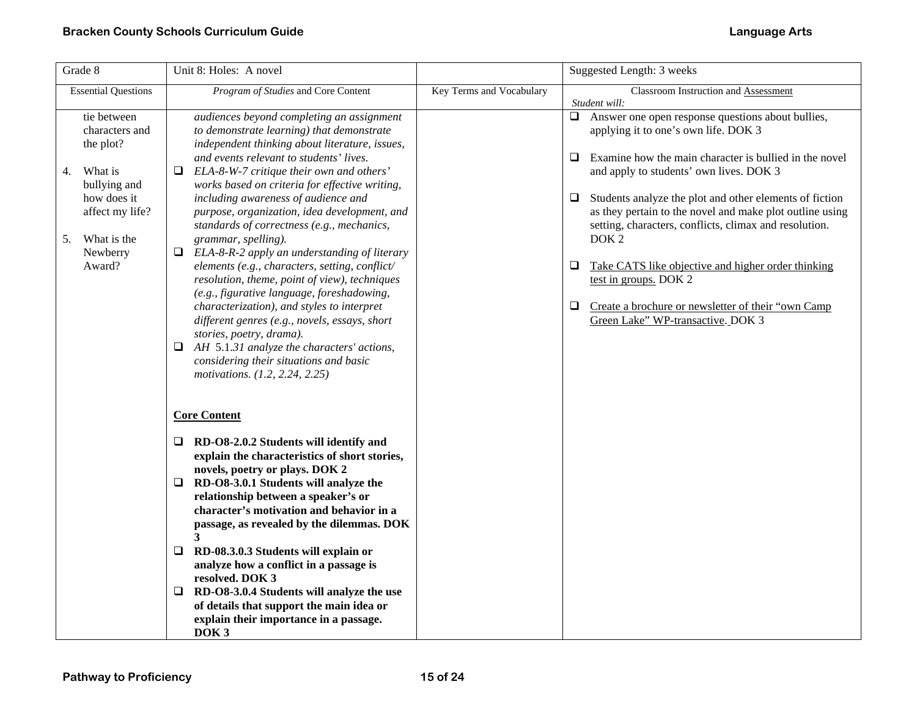| Grade 8 | Unit 8: Holes: A novel | | Suggested Length: 3 weeks |
|---|---|---|---|
| Essential Questions | *Program of Studies* and Core Content | Key Terms and Vocabulary | Classroom Instruction and Assessment<br>*Student will:* |
| tie between characters and the plot?<br><br>4. What is bullying and how does it affect my life?<br><br>5. What is the Newberry Award? | *audiences beyond completing an assignment to demonstrate learning) that demonstrate independent thinking about literature, issues, and events relevant to students' lives.*<br>❑ *ELA-8-W-7 critique their own and others' works based on criteria for effective writing, including awareness of audience and purpose, organization, idea development, and standards of correctness (e.g., mechanics, grammar, spelling).*<br>❑ *ELA-8-R-2 apply an understanding of literary elements (e.g., characters, setting, conflict/ resolution, theme, point of view), techniques (e.g., figurative language, foreshadowing, characterization), and styles to interpret different genres (e.g., novels, essays, short stories, poetry, drama).*<br>❑ *AH* 5.1.*31 analyze the characters' actions, considering their situations and basic motivations. (1.2, 2.24, 2.25)*<br><br>**Core Content**<br><br>❑ **RD-O8-2.0.2 Students will identify and explain the characteristics of short stories, novels, poetry or plays. DOK 2**<br>❑ **RD-O8-3.0.1 Students will analyze the relationship between a speaker's or character's motivation and behavior in a passage, as revealed by the dilemmas. DOK 3**<br>❑ **RD-08.3.0.3 Students will explain or analyze how a conflict in a passage is resolved. DOK 3**<br>❑ **RD-O8-3.0.4 Students will analyze the use of details that support the main idea or explain their importance in a passage. DOK 3** | | ❑ Answer one open response questions about bullies, applying it to one's own life. DOK 3<br><br>❑ Examine how the main character is bullied in the novel and apply to students' own lives. DOK 3<br><br>❑ Students analyze the plot and other elements of fiction as they pertain to the novel and make plot outline using setting, characters, conflicts, climax and resolution. DOK 2<br><br>❑ Take CATS like objective and higher order thinking test in groups. DOK 2<br><br>❑ Create a brochure or newsletter of their "own Camp Green Lake" WP-transactive. DOK 3 |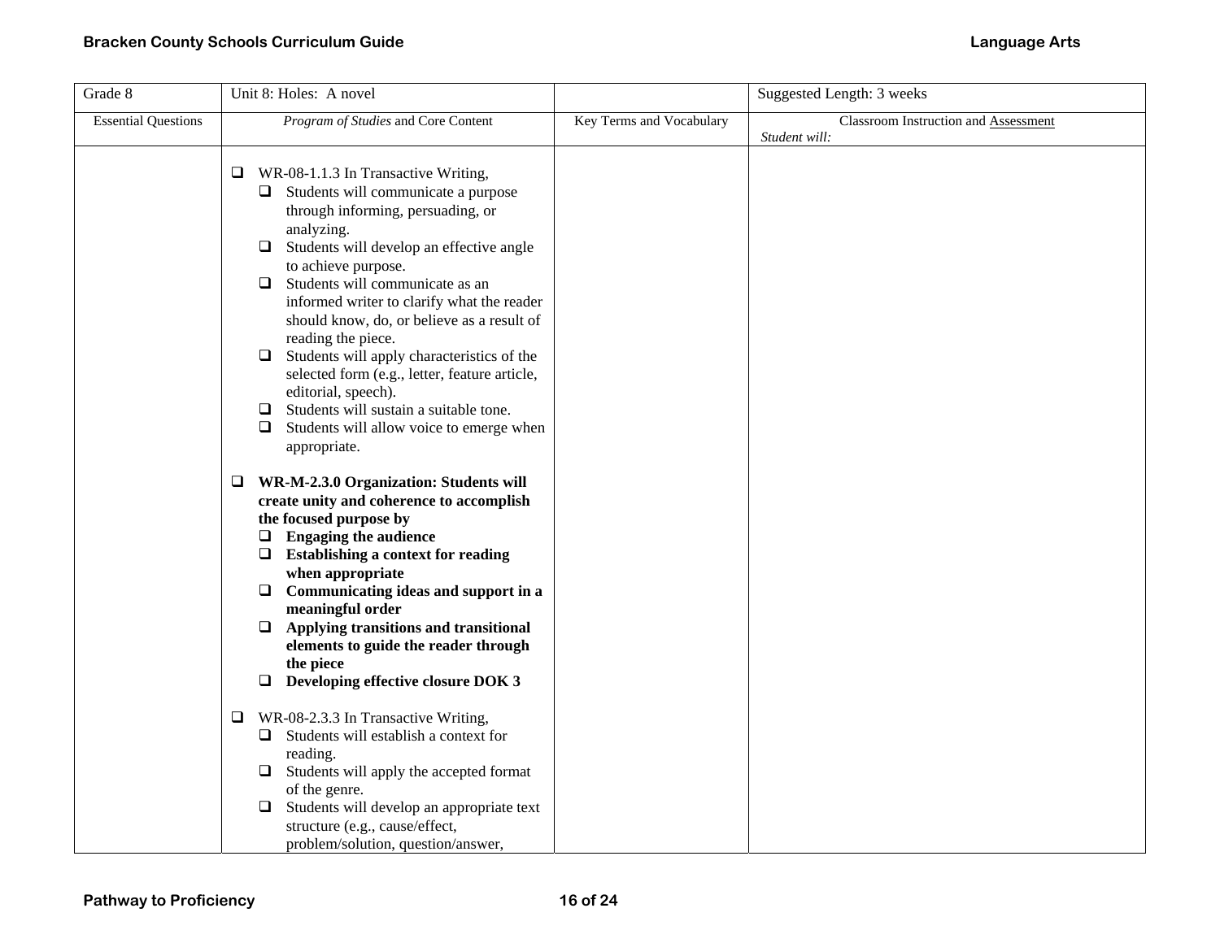| Grade 8 | Unit 8: Holes: A novel | | Suggested Length: 3 weeks |
|---|---|---|---|
| Essential Questions | *Program of Studies* and Core Content | Key Terms and Vocabulary | Classroom Instruction and Assessment<br>*Student will:* |
| | ❑ WR-08-1.1.3 In Transactive Writing,<br>❑ Students will communicate a purpose through informing, persuading, or analyzing.<br>❑ Students will develop an effective angle to achieve purpose.<br>❑ Students will communicate as an informed writer to clarify what the reader should know, do, or believe as a result of reading the piece.<br>❑ Students will apply characteristics of the selected form (e.g., letter, feature article, editorial, speech).<br>❑ Students will sustain a suitable tone.<br>❑ Students will allow voice to emerge when appropriate.<br><br>❑ **WR-M-2.3.0 Organization: Students will create unity and coherence to accomplish the focused purpose by**<br>❑ **Engaging the audience**<br>❑ **Establishing a context for reading when appropriate**<br>❑ **Communicating ideas and support in a meaningful order**<br>❑ **Applying transitions and transitional elements to guide the reader through the piece**<br>❑ **Developing effective closure DOK 3**<br><br>❑ WR-08-2.3.3 In Transactive Writing,<br>❑ Students will establish a context for reading.<br>❑ Students will apply the accepted format of the genre.<br>❑ Students will develop an appropriate text structure (e.g., cause/effect, problem/solution, question/answer, | | |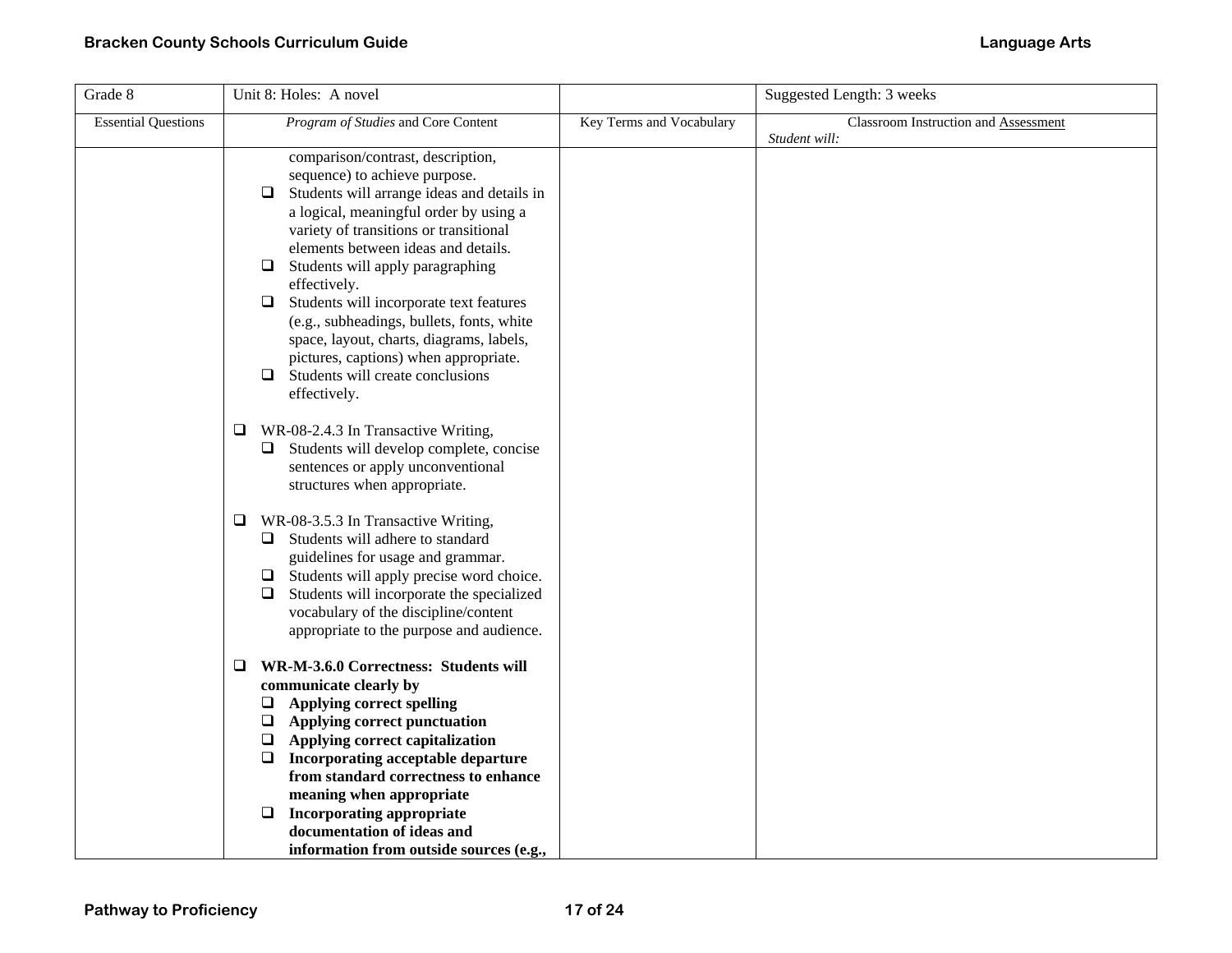| Grade 8 | Unit 8: Holes: A novel | | Suggested Length: 3 weeks |
|---|---|---|---|
| Essential Questions | *Program of Studies* and Core Content | Key Terms and Vocabulary | Classroom Instruction and Assessment *Student will:* |
| | comparison/contrast, description, sequence) to achieve purpose.<br>❑ Students will arrange ideas and details in a logical, meaningful order by using a variety of transitions or transitional elements between ideas and details.<br>❑ Students will apply paragraphing effectively.<br>❑ Students will incorporate text features (e.g., subheadings, bullets, fonts, white space, layout, charts, diagrams, labels, pictures, captions) when appropriate.<br>❑ Students will create conclusions effectively.<br><br>❑ WR-08-2.4.3 In Transactive Writing,<br>❑ Students will develop complete, concise sentences or apply unconventional structures when appropriate.<br><br>❑ WR-08-3.5.3 In Transactive Writing,<br>❑ Students will adhere to standard guidelines for usage and grammar.<br>❑ Students will apply precise word choice.<br>❑ Students will incorporate the specialized vocabulary of the discipline/content appropriate to the purpose and audience.<br><br>❑ **WR-M-3.6.0 Correctness: Students will communicate clearly by**<br>❑ **Applying correct spelling**<br>❑ **Applying correct punctuation**<br>❑ **Applying correct capitalization**<br>❑ **Incorporating acceptable departure from standard correctness to enhance meaning when appropriate**<br>❑ **Incorporating appropriate documentation of ideas and information from outside sources (e.g.,** | | |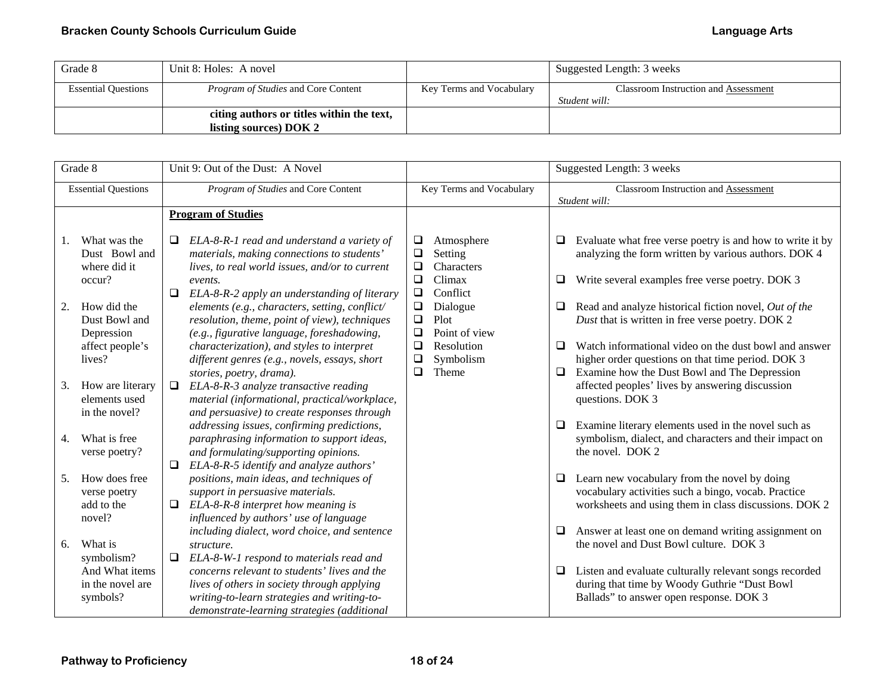| Grade 8 | Unit 8: Holes: A novel | | Suggested Length: 3 weeks |
|---|---|---|---|
| Essential Questions | *Program of Studies* and Core Content | Key Terms and Vocabulary | Classroom Instruction and Assessment<br>*Student will:* |
| | **citing authors or titles within the text, listing sources) DOK 2** | | |

| Grade 8 | Unit 9: Out of the Dust: A Novel | | Suggested Length: 3 weeks |
|---|---|---|---|
| Essential Questions | *Program of Studies* and Core Content | Key Terms and Vocabulary | Classroom Instruction and Assessment<br>*Student will:* |
| 1. What was the Dust Bowl and where did it occur?<br><br>2. How did the Dust Bowl and Depression affect people's lives?<br><br>3. How are literary elements used in the novel?<br><br>4. What is free verse poetry?<br><br>5. How does free verse poetry add to the novel?<br><br>6. What is symbolism? And What items in the novel are symbols? | **Program of Studies**<br><br>❑ *ELA-8-R-1 read and understand a variety of materials, making connections to students' lives, to real world issues, and/or to current events.*<br>❑ *ELA-8-R-2 apply an understanding of literary elements (e.g., characters, setting, conflict/ resolution, theme, point of view), techniques (e.g., figurative language, foreshadowing, characterization), and styles to interpret different genres (e.g., novels, essays, short stories, poetry, drama).*<br>❑ *ELA-8-R-3 analyze transactive reading material (informational, practical/workplace, and persuasive) to create responses through addressing issues, confirming predictions, paraphrasing information to support ideas, and formulating/supporting opinions.*<br>❑ *ELA-8-R-5 identify and analyze authors' positions, main ideas, and techniques of support in persuasive materials.*<br>❑ *ELA-8-R-8 interpret how meaning is influenced by authors' use of language including dialect, word choice, and sentence structure.*<br>❑ *ELA-8-W-1 respond to materials read and concerns relevant to students' lives and the lives of others in society through applying writing-to-learn strategies and writing-to-demonstrate-learning strategies (additional* | ❑ Atmosphere<br>❑ Setting<br>❑ Characters<br>❑ Climax<br>❑ Conflict<br>❑ Dialogue<br>❑ Plot<br>❑ Point of view<br>❑ Resolution<br>❑ Symbolism<br>❑ Theme | ❑ Evaluate what free verse poetry is and how to write it by analyzing the form written by various authors. DOK 4<br><br>❑ Write several examples free verse poetry. DOK 3<br><br>❑ Read and analyze historical fiction novel, *Out of the Dust* that is written in free verse poetry. DOK 2<br><br>❑ Watch informational video on the dust bowl and answer higher order questions on that time period. DOK 3<br>❑ Examine how the Dust Bowl and The Depression affected peoples' lives by answering discussion questions. DOK 3<br><br>❑ Examine literary elements used in the novel such as symbolism, dialect, and characters and their impact on the novel. DOK 2<br><br>❑ Learn new vocabulary from the novel by doing vocabulary activities such a bingo, vocab. Practice worksheets and using them in class discussions. DOK 2<br><br>❑ Answer at least one on demand writing assignment on the novel and Dust Bowl culture. DOK 3<br><br>❑ Listen and evaluate culturally relevant songs recorded during that time by Woody Guthrie "Dust Bowl Ballads" to answer open response. DOK 3 |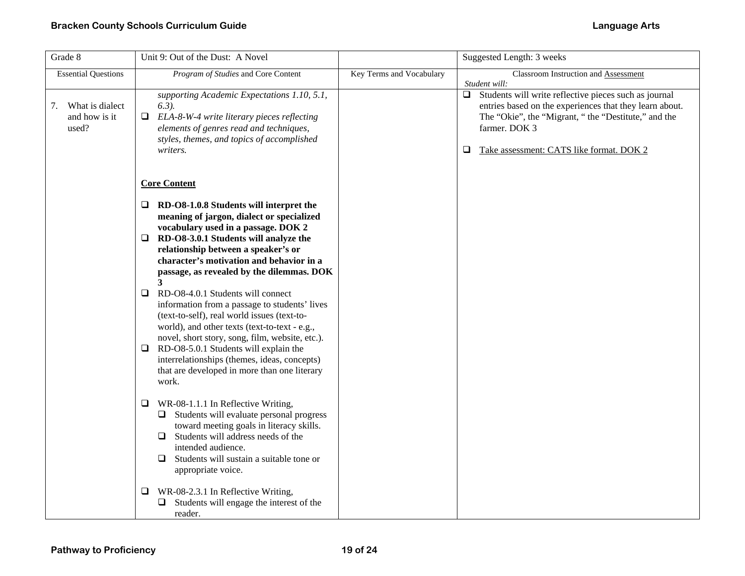| Grade 8 | Unit 9: Out of the Dust: A Novel | | Suggested Length: 3 weeks |
|---|---|---|---|
| Essential Questions | *Program of Studies* and Core Content | Key Terms and Vocabulary | Classroom Instruction and Assessment<br>*Student will:* |
| 7. What is dialect and how is it used? | *supporting Academic Expectations 1.10, 5.1, 6.3).*<br>❑ *ELA-8-W-4 write literary pieces reflecting elements of genres read and techniques, styles, themes, and topics of accomplished writers.*<br><br>**Core Content**<br><br>❑ **RD-O8-1.0.8 Students will interpret the meaning of jargon, dialect or specialized vocabulary used in a passage. DOK 2**<br>❑ **RD-O8-3.0.1 Students will analyze the relationship between a speaker's or character's motivation and behavior in a passage, as revealed by the dilemmas. DOK 3**<br>❑ RD-O8-4.0.1 Students will connect information from a passage to students' lives (text-to-self), real world issues (text-to-world), and other texts (text-to-text - e.g., novel, short story, song, film, website, etc.).<br>❑ RD-O8-5.0.1 Students will explain the interrelationships (themes, ideas, concepts) that are developed in more than one literary work.<br><br>❑ WR-08-1.1.1 In Reflective Writing,<br>❑ Students will evaluate personal progress toward meeting goals in literacy skills.<br>❑ Students will address needs of the intended audience.<br>❑ Students will sustain a suitable tone or appropriate voice.<br><br>❑ WR-08-2.3.1 In Reflective Writing,<br>❑ Students will engage the interest of the reader. | | ❑ Students will write reflective pieces such as journal entries based on the experiences that they learn about. The "Okie", the "Migrant, " the "Destitute," and the farmer. DOK 3<br><br>❑ <u>Take assessment: CATS like format. DOK 2</u> |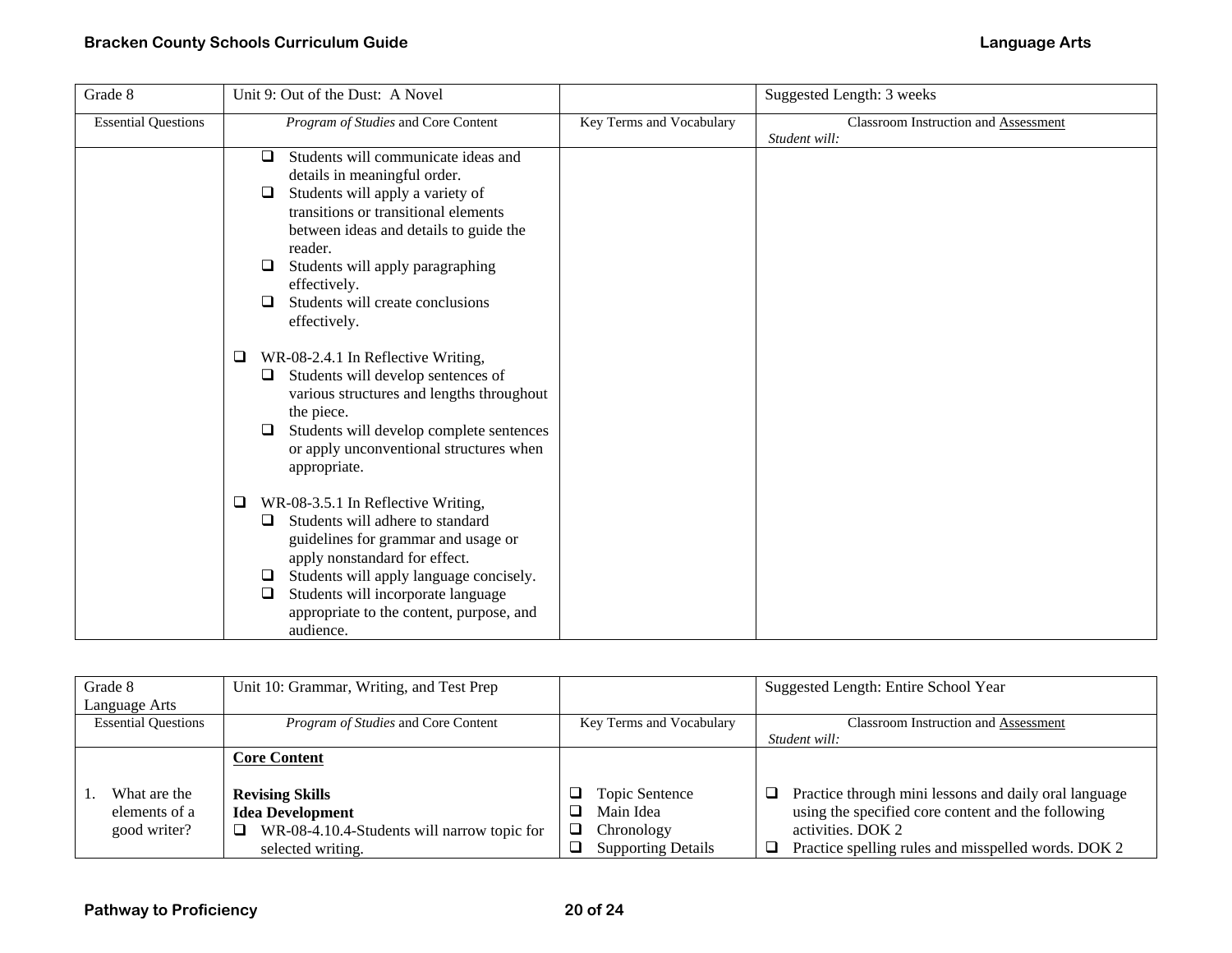| Grade 8 | Unit 9: Out of the Dust: A Novel | | Suggested Length: 3 weeks |
|---|---|---|---|
| Essential Questions | *Program of Studies* and Core Content | Key Terms and Vocabulary | Classroom Instruction and Assessment<br>*Student will:* |
| | ❑ Students will communicate ideas and details in meaningful order.<br>❑ Students will apply a variety of transitions or transitional elements between ideas and details to guide the reader.<br>❑ Students will apply paragraphing effectively.<br>❑ Students will create conclusions effectively.<br><br>❑ WR-08-2.4.1 In Reflective Writing,<br>❑ Students will develop sentences of various structures and lengths throughout the piece.<br>❑ Students will develop complete sentences or apply unconventional structures when appropriate.<br><br>❑ WR-08-3.5.1 In Reflective Writing,<br>❑ Students will adhere to standard guidelines for grammar and usage or apply nonstandard for effect.<br>❑ Students will apply language concisely.<br>❑ Students will incorporate language appropriate to the content, purpose, and audience. | | |

| Grade 8<br>Language Arts | Unit 10: Grammar, Writing, and Test Prep | | Suggested Length: Entire School Year |
|---|---|---|---|
| Essential Questions | *Program of Studies* and Core Content | Key Terms and Vocabulary | Classroom Instruction and Assessment<br>*Student will:* |
| 1. What are the elements of a good writer? | **Core Content**<br><br>**Revising Skills**<br>**Idea Development**<br>❑ WR-08-4.10.4-Students will narrow topic for selected writing. | ❑ Topic Sentence<br>❑ Main Idea<br>❑ Chronology<br>❑ Supporting Details | ❑ Practice through mini lessons and daily oral language using the specified core content and the following activities. DOK 2<br>❑ Practice spelling rules and misspelled words. DOK 2 |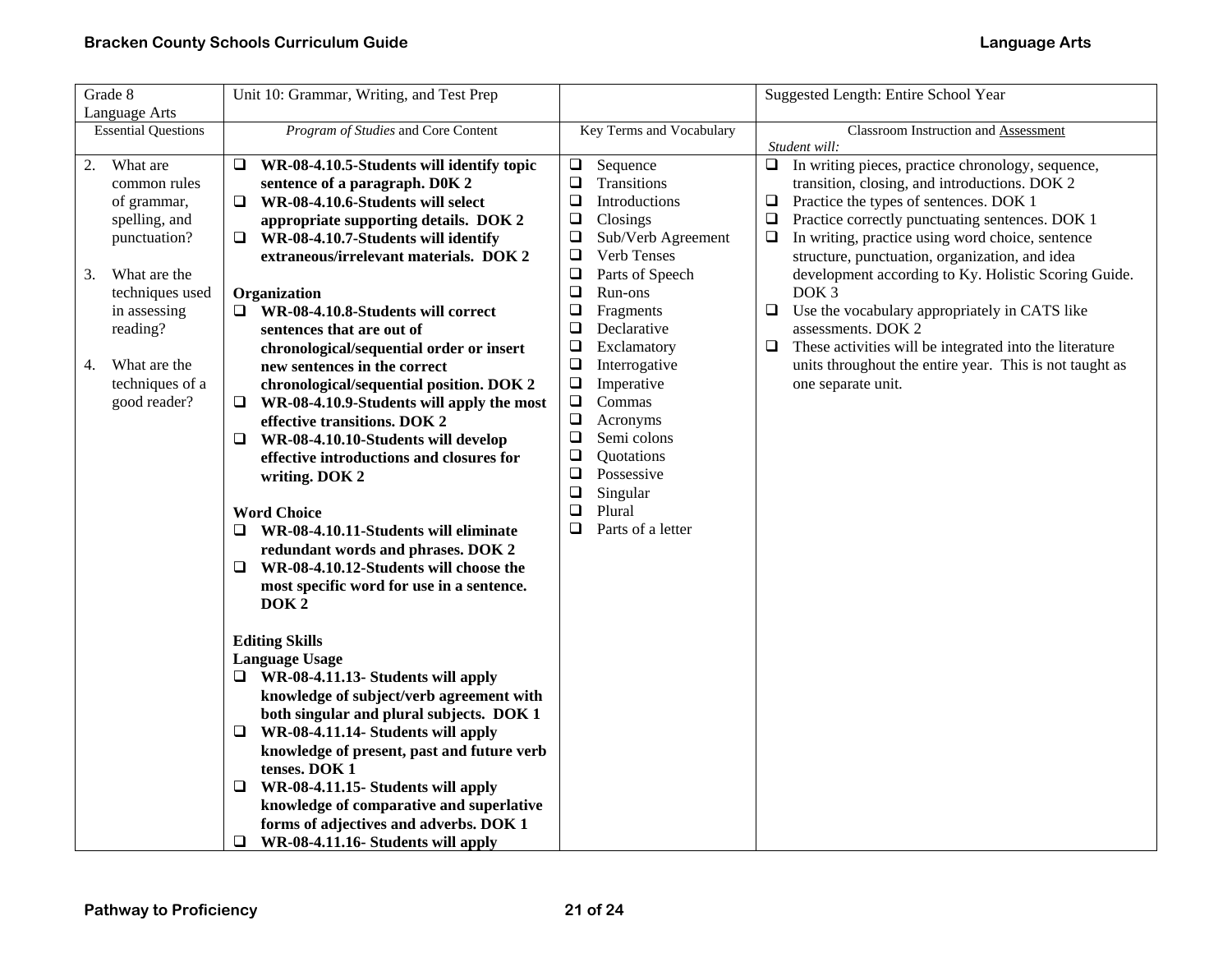| Grade 8<br>Language Arts | Unit 10: Grammar, Writing, and Test Prep | | Suggested Length: Entire School Year |
|---|---|---|---|
| Essential Questions | *Program of Studies* and Core Content | Key Terms and Vocabulary | Classroom Instruction and Assessment<br>*Student will:* |
| 2. What are common rules of grammar, spelling, and punctuation?<br><br>3. What are the techniques used in assessing reading?<br><br>4. What are the techniques of a good reader? | ❑ **WR-08-4.10.5-Students will identify topic sentence of a paragraph. D0K 2**<br>❑ **WR-08-4.10.6-Students will select appropriate supporting details. DOK 2**<br>❑ **WR-08-4.10.7-Students will identify extraneous/irrelevant materials. DOK 2**<br><br>**Organization**<br>❑ **WR-08-4.10.8-Students will correct sentences that are out of chronological/sequential order or insert new sentences in the correct chronological/sequential position. DOK 2**<br>❑ **WR-08-4.10.9-Students will apply the most effective transitions. DOK 2**<br>❑ **WR-08-4.10.10-Students will develop effective introductions and closures for writing. DOK 2**<br><br>**Word Choice**<br>❑ **WR-08-4.10.11-Students will eliminate redundant words and phrases. DOK 2**<br>❑ **WR-08-4.10.12-Students will choose the most specific word for use in a sentence. DOK 2**<br><br>**Editing Skills**<br>**Language Usage**<br>❑ **WR-08-4.11.13- Students will apply knowledge of subject/verb agreement with both singular and plural subjects. DOK 1**<br>❑ **WR-08-4.11.14- Students will apply knowledge of present, past and future verb tenses. DOK 1**<br>❑ **WR-08-4.11.15- Students will apply knowledge of comparative and superlative forms of adjectives and adverbs. DOK 1**<br>❑ **WR-08-4.11.16- Students will apply** | ❑ Sequence<br>❑ Transitions<br>❑ Introductions<br>❑ Closings<br>❑ Sub/Verb Agreement<br>❑ Verb Tenses<br>❑ Parts of Speech<br>❑ Run-ons<br>❑ Fragments<br>❑ Declarative<br>❑ Exclamatory<br>❑ Interrogative<br>❑ Imperative<br>❑ Commas<br>❑ Acronyms<br>❑ Semi colons<br>❑ Quotations<br>❑ Possessive<br>❑ Singular<br>❑ Plural<br>❑ Parts of a letter | ❑ In writing pieces, practice chronology, sequence, transition, closing, and introductions. DOK 2<br>❑ Practice the types of sentences. DOK 1<br>❑ Practice correctly punctuating sentences. DOK 1<br>❑ In writing, practice using word choice, sentence structure, punctuation, organization, and idea development according to Ky. Holistic Scoring Guide. DOK 3<br>❑ Use the vocabulary appropriately in CATS like assessments. DOK 2<br>❑ These activities will be integrated into the literature units throughout the entire year. This is not taught as one separate unit. |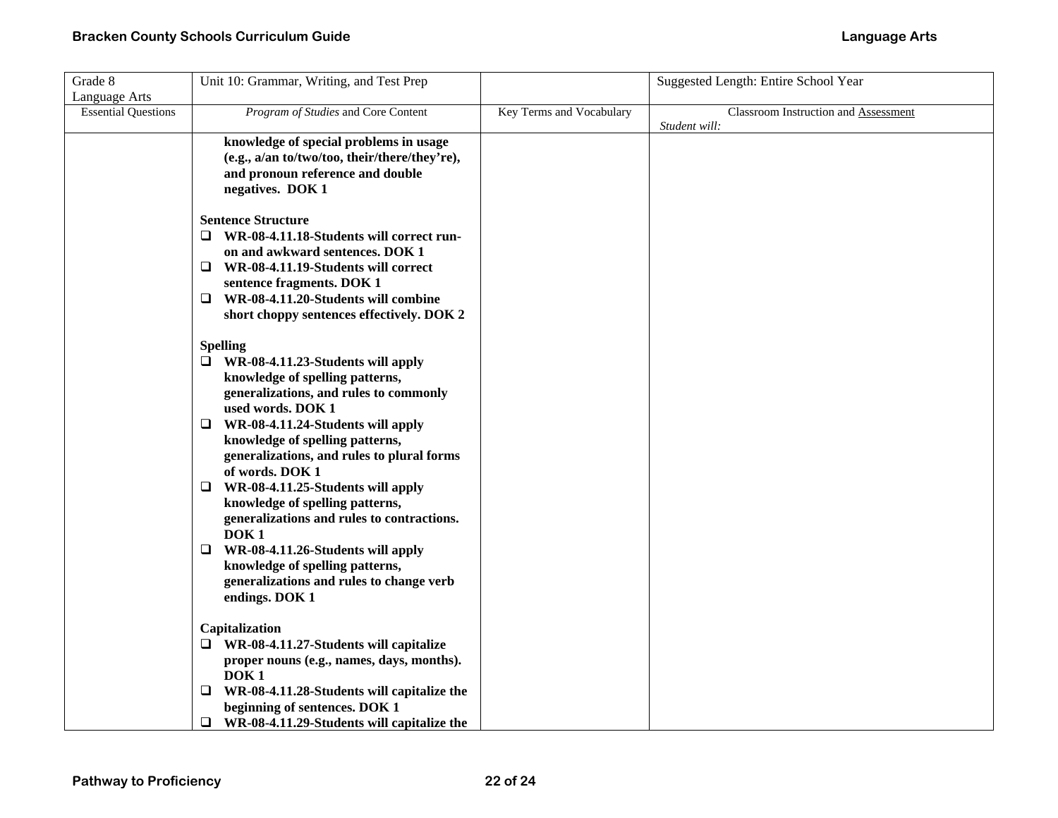| Grade 8 Language Arts | Unit 10: Grammar, Writing, and Test Prep | | Suggested Length: Entire School Year |
|---|---|---|---|
| Essential Questions | *Program of Studies* and Core Content | Key Terms and Vocabulary | Classroom Instruction and Assessment *Student will:* |
| | **knowledge of special problems in usage (e.g., a/an to/two/too, their/there/they're), and pronoun reference and double negatives. DOK 1**<br><br>**Sentence Structure**<br>❑ **WR-08-4.11.18-Students will correct run-on and awkward sentences. DOK 1**<br>❑ **WR-08-4.11.19-Students will correct sentence fragments. DOK 1**<br>❑ **WR-08-4.11.20-Students will combine short choppy sentences effectively. DOK 2**<br><br>**Spelling**<br>❑ **WR-08-4.11.23-Students will apply knowledge of spelling patterns, generalizations, and rules to commonly used words. DOK 1**<br>❑ **WR-08-4.11.24-Students will apply knowledge of spelling patterns, generalizations, and rules to plural forms of words. DOK 1**<br>❑ **WR-08-4.11.25-Students will apply knowledge of spelling patterns, generalizations and rules to contractions. DOK 1**<br>❑ **WR-08-4.11.26-Students will apply knowledge of spelling patterns, generalizations and rules to change verb endings. DOK 1**<br><br>**Capitalization**<br>❑ **WR-08-4.11.27-Students will capitalize proper nouns (e.g., names, days, months). DOK 1**<br>❑ **WR-08-4.11.28-Students will capitalize the beginning of sentences. DOK 1**<br>❑ **WR-08-4.11.29-Students will capitalize the** | | |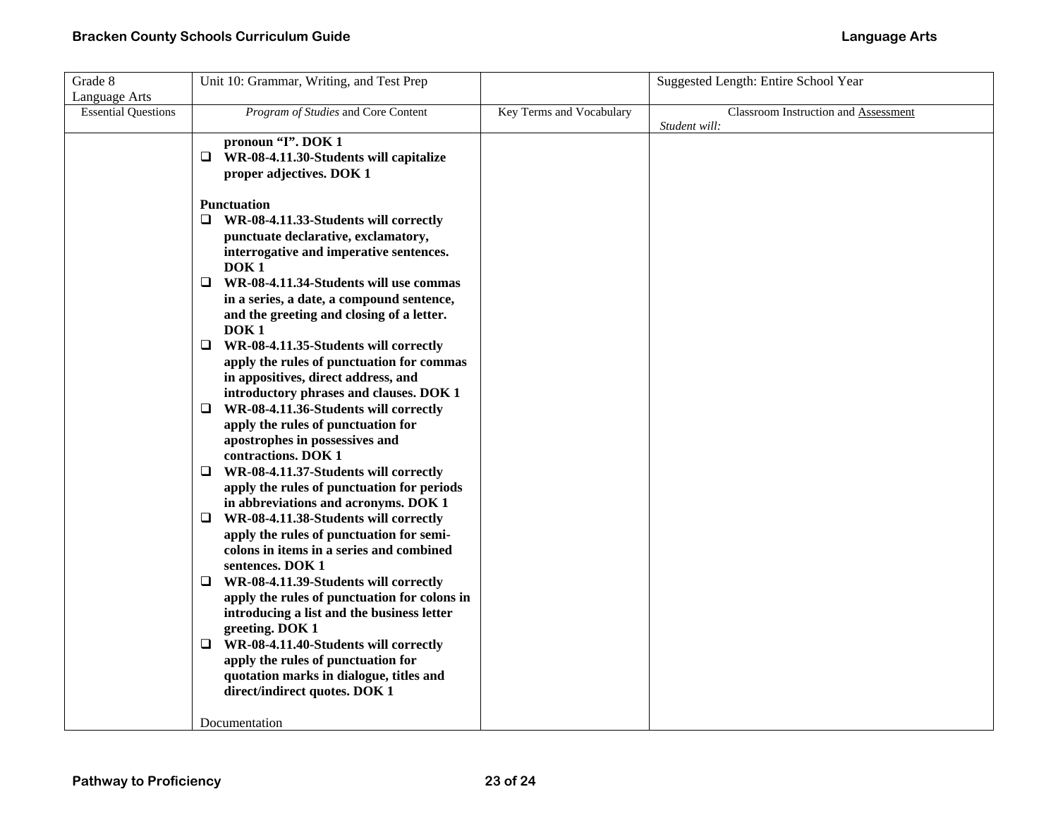| Grade 8<br>Language Arts | Unit 10: Grammar, Writing, and Test Prep | | Suggested Length: Entire School Year |
|---|---|---|---|
| Essential Questions | *Program of Studies* and Core Content | Key Terms and Vocabulary | Classroom Instruction and Assessment<br>*Student will:* |
| | **pronoun "I". DOK 1**<br>❑ **WR-08-4.11.30-Students will capitalize proper adjectives. DOK 1**<br><br>**Punctuation**<br>❑ **WR-08-4.11.33-Students will correctly punctuate declarative, exclamatory, interrogative and imperative sentences. DOK 1**<br>❑ **WR-08-4.11.34-Students will use commas in a series, a date, a compound sentence, and the greeting and closing of a letter. DOK 1**<br>❑ **WR-08-4.11.35-Students will correctly apply the rules of punctuation for commas in appositives, direct address, and introductory phrases and clauses. DOK 1**<br>❑ **WR-08-4.11.36-Students will correctly apply the rules of punctuation for apostrophes in possessives and contractions. DOK 1**<br>❑ **WR-08-4.11.37-Students will correctly apply the rules of punctuation for periods in abbreviations and acronyms. DOK 1**<br>❑ **WR-08-4.11.38-Students will correctly apply the rules of punctuation for semi-colons in items in a series and combined sentences. DOK 1**<br>❑ **WR-08-4.11.39-Students will correctly apply the rules of punctuation for colons in introducing a list and the business letter greeting. DOK 1**<br>❑ **WR-08-4.11.40-Students will correctly apply the rules of punctuation for quotation marks in dialogue, titles and direct/indirect quotes. DOK 1**<br><br>Documentation | | |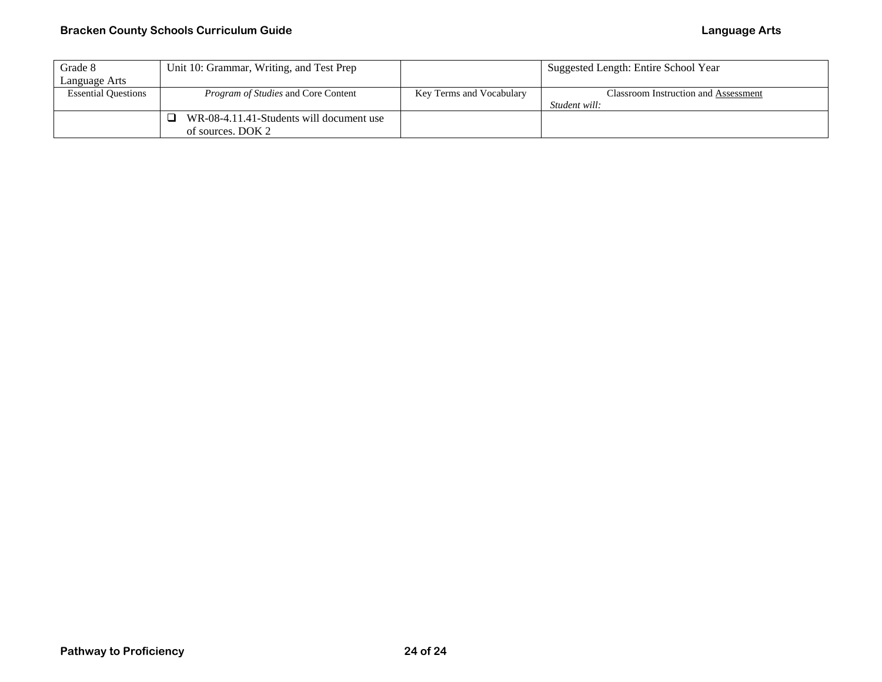| Grade 8<br>Language Arts | Unit 10: Grammar, Writing, and Test Prep | | Suggested Length: Entire School Year |
|---|---|---|---|
| Essential Questions | *Program of Studies* and Core Content | Key Terms and Vocabulary | Classroom Instruction and Assessment<br>*Student will:* |
| | ❑ WR-08-4.11.41-Students will document use of sources. DOK 2 | | |